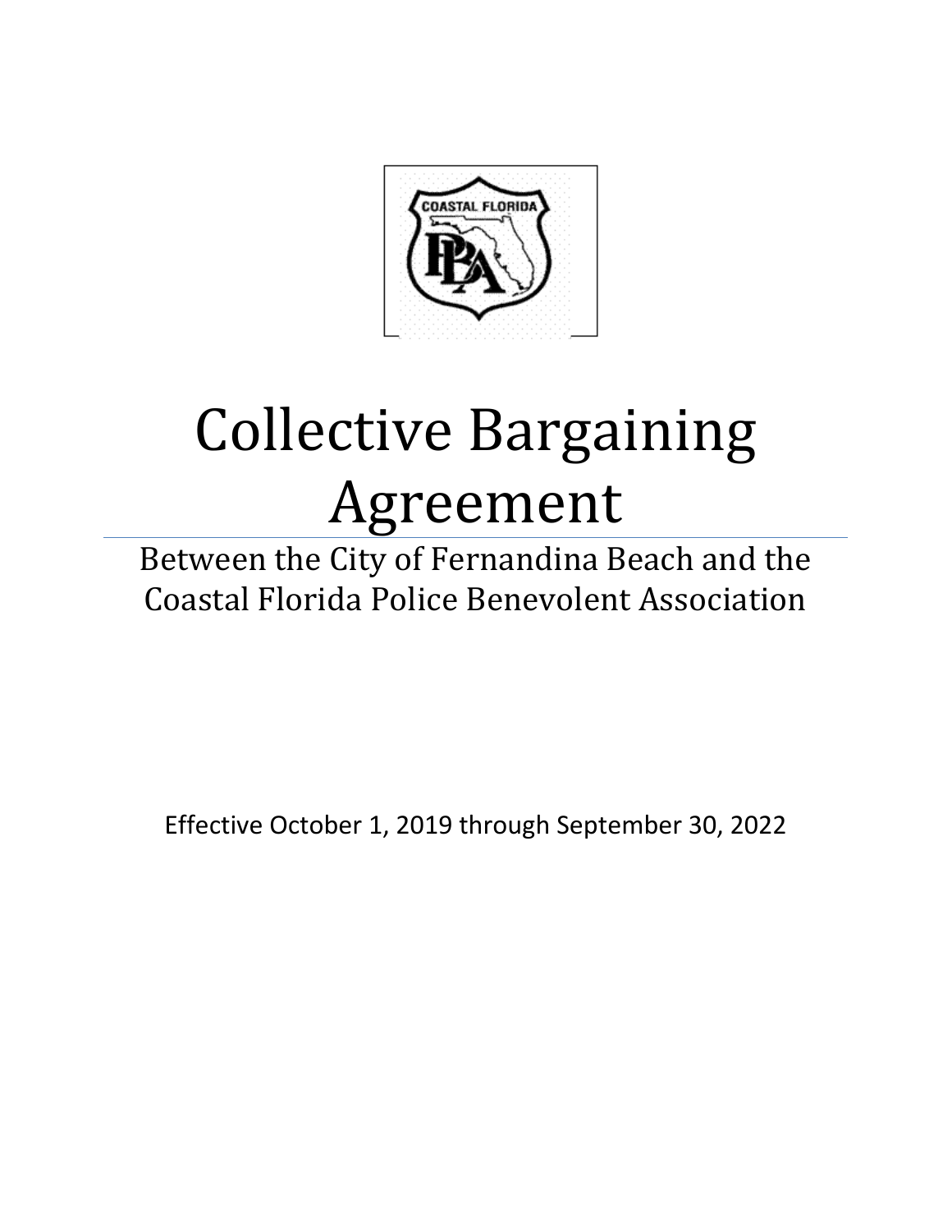# Collective Bargaining Agreement

Between the City of Fernandina Beach and the Coastal Florida Police Benevolent Association

Effective October 1, 2019 through September 30, 2022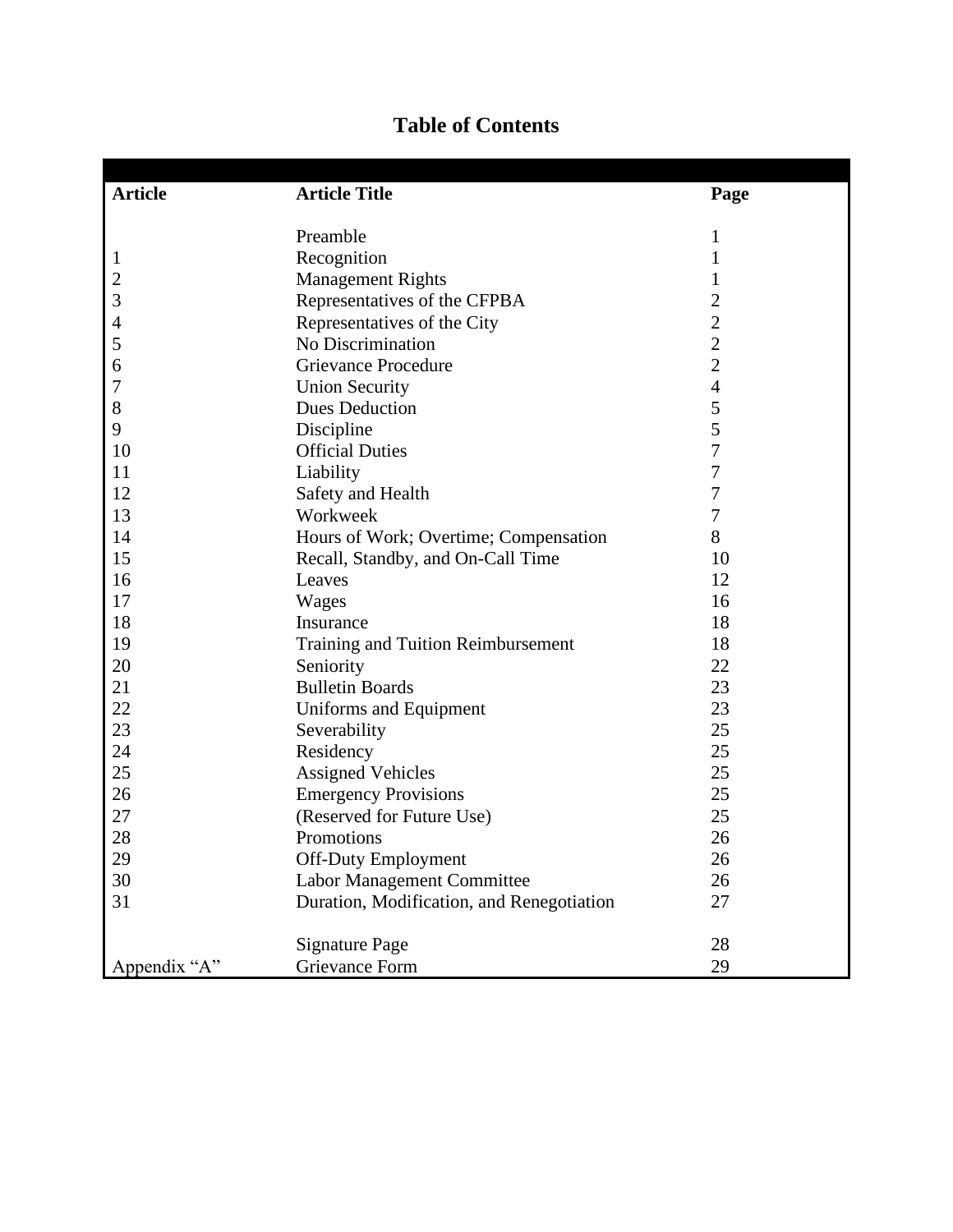# Table of Contents

| Article | Article Title | Page |
|---|---|---|
| | Preamble | 1 |
| 1 | Recognition | 1 |
| 2 | Management Rights | 1 |
| 3 | Representatives of the CFPBA | 2 |
| 4 | Representatives of the City | 2 |
| 5 | No Discrimination | 2 |
| 6 | Grievance Procedure | 2 |
| 7 | Union Security | 4 |
| 8 | Dues Deduction | 5 |
| 9 | Discipline | 5 |
| 10 | Official Duties | 7 |
| 11 | Liability | 7 |
| 12 | Safety and Health | 7 |
| 13 | Workweek | 7 |
| 14 | Hours of Work; Overtime; Compensation | 8 |
| 15 | Recall, Standby, and On-Call Time | 10 |
| 16 | Leaves | 12 |
| 17 | Wages | 16 |
| 18 | Insurance | 18 |
| 19 | Training and Tuition Reimbursement | 18 |
| 20 | Seniority | 22 |
| 21 | Bulletin Boards | 23 |
| 22 | Uniforms and Equipment | 23 |
| 23 | Severability | 25 |
| 24 | Residency | 25 |
| 25 | Assigned Vehicles | 25 |
| 26 | Emergency Provisions | 25 |
| 27 | (Reserved for Future Use) | 25 |
| 28 | Promotions | 26 |
| 29 | Off-Duty Employment | 26 |
| 30 | Labor Management Committee | 26 |
| 31 | Duration, Modification, and Renegotiation | 27 |
| | Signature Page | 28 |
| Appendix "A" | Grievance Form | 29 |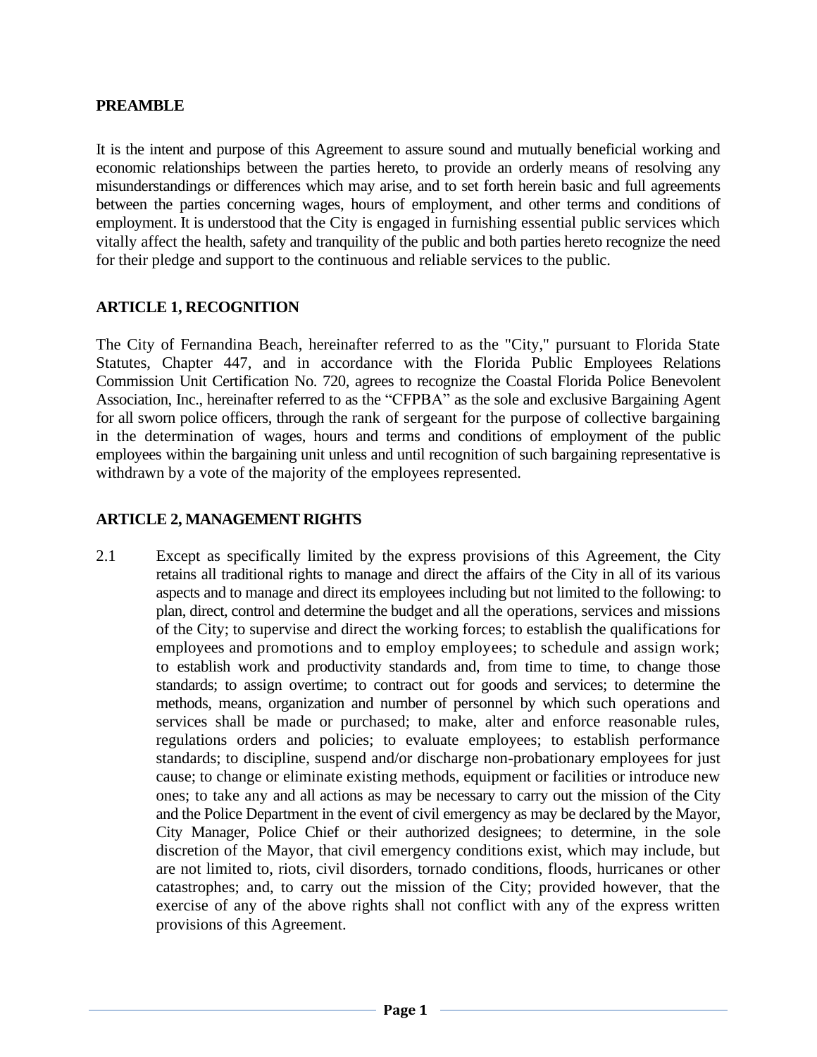## PREAMBLE

It is the intent and purpose of this Agreement to assure sound and mutually beneficial working and economic relationships between the parties hereto, to provide an orderly means of resolving any misunderstandings or differences which may arise, and to set forth herein basic and full agreements between the parties concerning wages, hours of employment, and other terms and conditions of employment. It is understood that the City is engaged in furnishing essential public services which vitally affect the health, safety and tranquility of the public and both parties hereto recognize the need for their pledge and support to the continuous and reliable services to the public.

## ARTICLE 1, RECOGNITION

The City of Fernandina Beach, hereinafter referred to as the "City," pursuant to Florida State Statutes, Chapter 447, and in accordance with the Florida Public Employees Relations Commission Unit Certification No. 720, agrees to recognize the Coastal Florida Police Benevolent Association, Inc., hereinafter referred to as the "CFPBA" as the sole and exclusive Bargaining Agent for all sworn police officers, through the rank of sergeant for the purpose of collective bargaining in the determination of wages, hours and terms and conditions of employment of the public employees within the bargaining unit unless and until recognition of such bargaining representative is withdrawn by a vote of the majority of the employees represented.

## ARTICLE 2, MANAGEMENT RIGHTS

2.1 Except as specifically limited by the express provisions of this Agreement, the City retains all traditional rights to manage and direct the affairs of the City in all of its various aspects and to manage and direct its employees including but not limited to the following: to plan, direct, control and determine the budget and all the operations, services and missions of the City; to supervise and direct the working forces; to establish the qualifications for employees and promotions and to employ employees; to schedule and assign work; to establish work and productivity standards and, from time to time, to change those standards; to assign overtime; to contract out for goods and services; to determine the methods, means, organization and number of personnel by which such operations and services shall be made or purchased; to make, alter and enforce reasonable rules, regulations orders and policies; to evaluate employees; to establish performance standards; to discipline, suspend and/or discharge non-probationary employees for just cause; to change or eliminate existing methods, equipment or facilities or introduce new ones; to take any and all actions as may be necessary to carry out the mission of the City and the Police Department in the event of civil emergency as may be declared by the Mayor, City Manager, Police Chief or their authorized designees; to determine, in the sole discretion of the Mayor, that civil emergency conditions exist, which may include, but are not limited to, riots, civil disorders, tornado conditions, floods, hurricanes or other catastrophes; and, to carry out the mission of the City; provided however, that the exercise of any of the above rights shall not conflict with any of the express written provisions of this Agreement.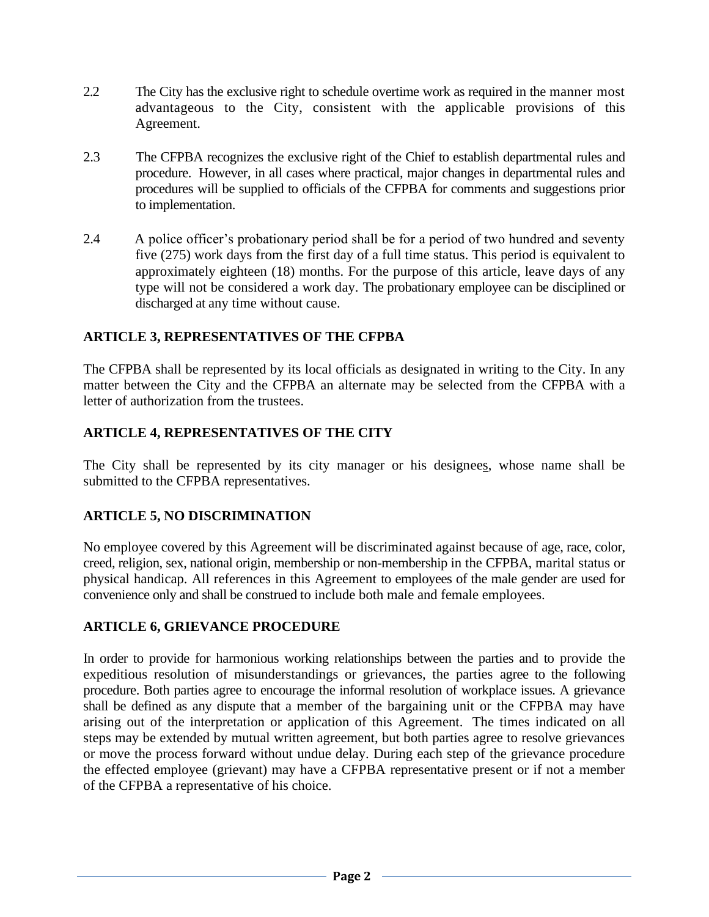2.2 The City has the exclusive right to schedule overtime work as required in the manner most advantageous to the City, consistent with the applicable provisions of this Agreement.

2.3 The CFPBA recognizes the exclusive right of the Chief to establish departmental rules and procedure. However, in all cases where practical, major changes in departmental rules and procedures will be supplied to officials of the CFPBA for comments and suggestions prior to implementation.

2.4 A police officer's probationary period shall be for a period of two hundred and seventy five (275) work days from the first day of a full time status. This period is equivalent to approximately eighteen (18) months. For the purpose of this article, leave days of any type will not be considered a work day. The probationary employee can be disciplined or discharged at any time without cause.

## ARTICLE 3, REPRESENTATIVES OF THE CFPBA

The CFPBA shall be represented by its local officials as designated in writing to the City. In any matter between the City and the CFPBA an alternate may be selected from the CFPBA with a letter of authorization from the trustees.

## ARTICLE 4, REPRESENTATIVES OF THE CITY

The City shall be represented by its city manager or his designees, whose name shall be submitted to the CFPBA representatives.

## ARTICLE 5, NO DISCRIMINATION

No employee covered by this Agreement will be discriminated against because of age, race, color, creed, religion, sex, national origin, membership or non-membership in the CFPBA, marital status or physical handicap. All references in this Agreement to employees of the male gender are used for convenience only and shall be construed to include both male and female employees.

## ARTICLE 6, GRIEVANCE PROCEDURE

In order to provide for harmonious working relationships between the parties and to provide the expeditious resolution of misunderstandings or grievances, the parties agree to the following procedure. Both parties agree to encourage the informal resolution of workplace issues. A grievance shall be defined as any dispute that a member of the bargaining unit or the CFPBA may have arising out of the interpretation or application of this Agreement. The times indicated on all steps may be extended by mutual written agreement, but both parties agree to resolve grievances or move the process forward without undue delay. During each step of the grievance procedure the effected employee (grievant) may have a CFPBA representative present or if not a member of the CFPBA a representative of his choice.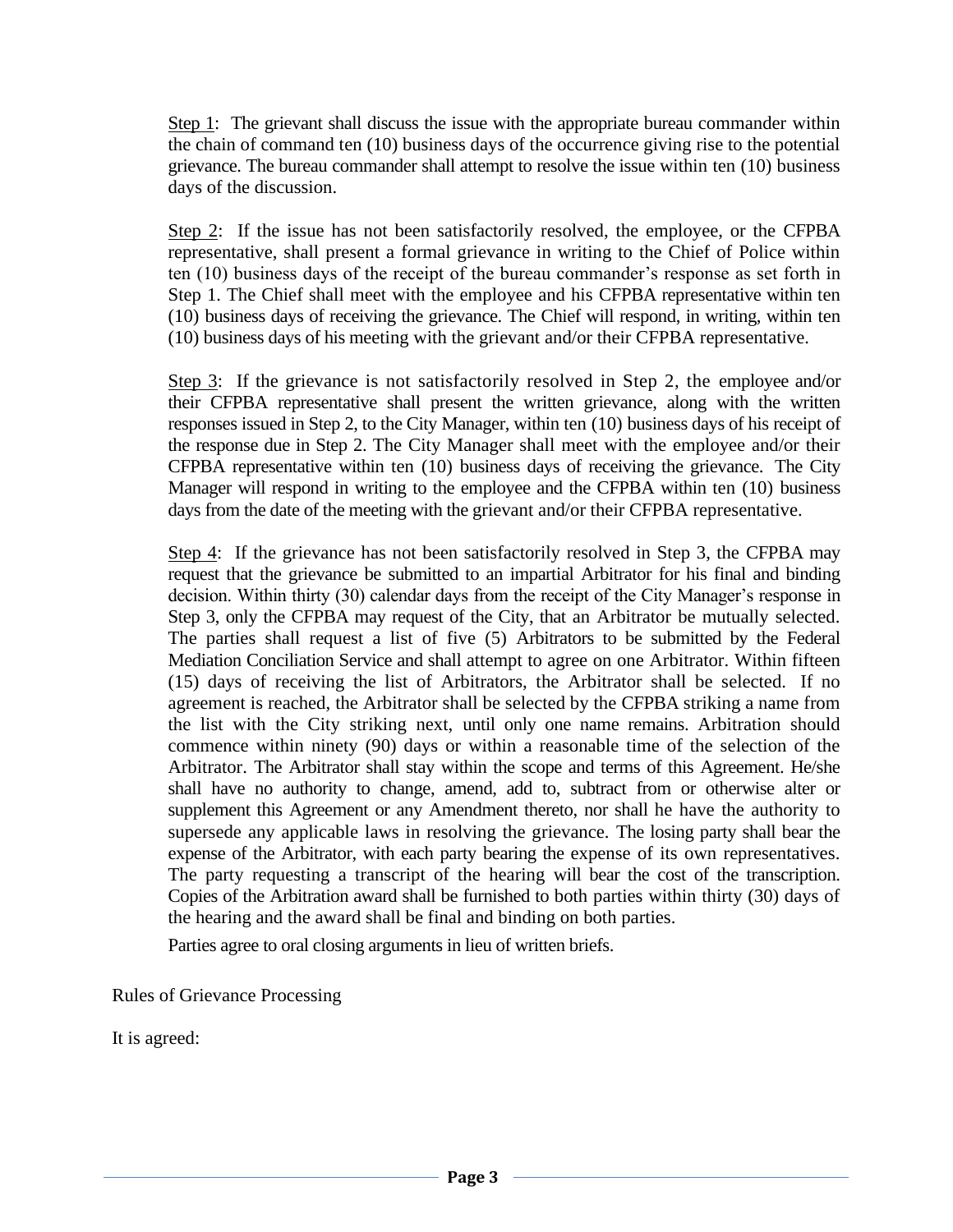Step 1: The grievant shall discuss the issue with the appropriate bureau commander within the chain of command ten (10) business days of the occurrence giving rise to the potential grievance. The bureau commander shall attempt to resolve the issue within ten (10) business days of the discussion.

Step 2: If the issue has not been satisfactorily resolved, the employee, or the CFPBA representative, shall present a formal grievance in writing to the Chief of Police within ten (10) business days of the receipt of the bureau commander's response as set forth in Step 1. The Chief shall meet with the employee and his CFPBA representative within ten (10) business days of receiving the grievance. The Chief will respond, in writing, within ten (10) business days of his meeting with the grievant and/or their CFPBA representative.

Step 3: If the grievance is not satisfactorily resolved in Step 2, the employee and/or their CFPBA representative shall present the written grievance, along with the written responses issued in Step 2, to the City Manager, within ten (10) business days of his receipt of the response due in Step 2. The City Manager shall meet with the employee and/or their CFPBA representative within ten (10) business days of receiving the grievance. The City Manager will respond in writing to the employee and the CFPBA within ten (10) business days from the date of the meeting with the grievant and/or their CFPBA representative.

Step 4: If the grievance has not been satisfactorily resolved in Step 3, the CFPBA may request that the grievance be submitted to an impartial Arbitrator for his final and binding decision. Within thirty (30) calendar days from the receipt of the City Manager's response in Step 3, only the CFPBA may request of the City, that an Arbitrator be mutually selected. The parties shall request a list of five (5) Arbitrators to be submitted by the Federal Mediation Conciliation Service and shall attempt to agree on one Arbitrator. Within fifteen (15) days of receiving the list of Arbitrators, the Arbitrator shall be selected. If no agreement is reached, the Arbitrator shall be selected by the CFPBA striking a name from the list with the City striking next, until only one name remains. Arbitration should commence within ninety (90) days or within a reasonable time of the selection of the Arbitrator. The Arbitrator shall stay within the scope and terms of this Agreement. He/she shall have no authority to change, amend, add to, subtract from or otherwise alter or supplement this Agreement or any Amendment thereto, nor shall he have the authority to supersede any applicable laws in resolving the grievance. The losing party shall bear the expense of the Arbitrator, with each party bearing the expense of its own representatives. The party requesting a transcript of the hearing will bear the cost of the transcription. Copies of the Arbitration award shall be furnished to both parties within thirty (30) days of the hearing and the award shall be final and binding on both parties.

Parties agree to oral closing arguments in lieu of written briefs.

Rules of Grievance Processing

It is agreed: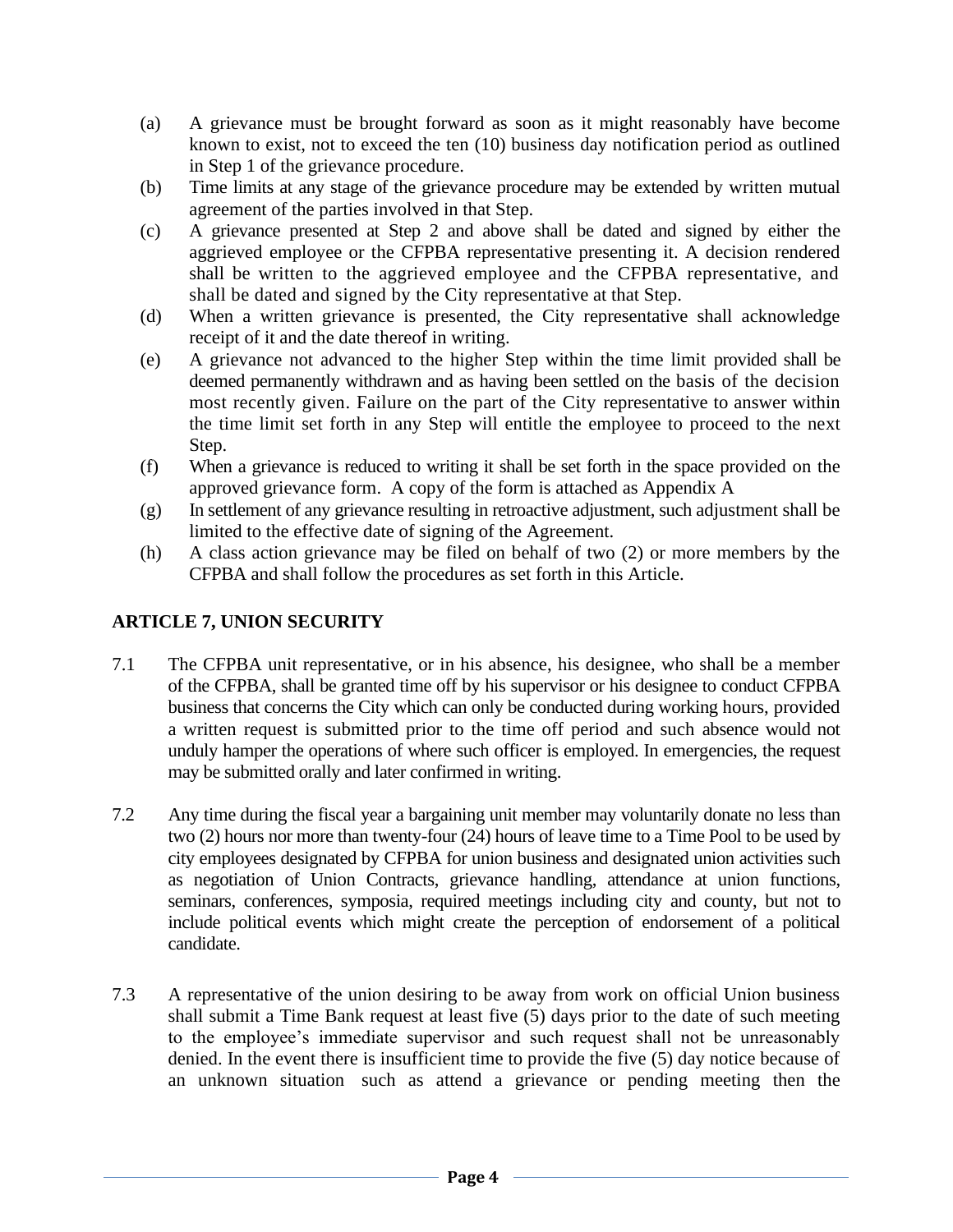(a) A grievance must be brought forward as soon as it might reasonably have become known to exist, not to exceed the ten (10) business day notification period as outlined in Step 1 of the grievance procedure.

(b) Time limits at any stage of the grievance procedure may be extended by written mutual agreement of the parties involved in that Step.

(c) A grievance presented at Step 2 and above shall be dated and signed by either the aggrieved employee or the CFPBA representative presenting it. A decision rendered shall be written to the aggrieved employee and the CFPBA representative, and shall be dated and signed by the City representative at that Step.

(d) When a written grievance is presented, the City representative shall acknowledge receipt of it and the date thereof in writing.

(e) A grievance not advanced to the higher Step within the time limit provided shall be deemed permanently withdrawn and as having been settled on the basis of the decision most recently given. Failure on the part of the City representative to answer within the time limit set forth in any Step will entitle the employee to proceed to the next Step.

(f) When a grievance is reduced to writing it shall be set forth in the space provided on the approved grievance form. A copy of the form is attached as Appendix A

(g) In settlement of any grievance resulting in retroactive adjustment, such adjustment shall be limited to the effective date of signing of the Agreement.

(h) A class action grievance may be filed on behalf of two (2) or more members by the CFPBA and shall follow the procedures as set forth in this Article.

## ARTICLE 7, UNION SECURITY

7.1 The CFPBA unit representative, or in his absence, his designee, who shall be a member of the CFPBA, shall be granted time off by his supervisor or his designee to conduct CFPBA business that concerns the City which can only be conducted during working hours, provided a written request is submitted prior to the time off period and such absence would not unduly hamper the operations of where such officer is employed. In emergencies, the request may be submitted orally and later confirmed in writing.

7.2 Any time during the fiscal year a bargaining unit member may voluntarily donate no less than two (2) hours nor more than twenty-four (24) hours of leave time to a Time Pool to be used by city employees designated by CFPBA for union business and designated union activities such as negotiation of Union Contracts, grievance handling, attendance at union functions, seminars, conferences, symposia, required meetings including city and county, but not to include political events which might create the perception of endorsement of a political candidate.

7.3 A representative of the union desiring to be away from work on official Union business shall submit a Time Bank request at least five (5) days prior to the date of such meeting to the employee's immediate supervisor and such request shall not be unreasonably denied. In the event there is insufficient time to provide the five (5) day notice because of an unknown situation such as attend a grievance or pending meeting then the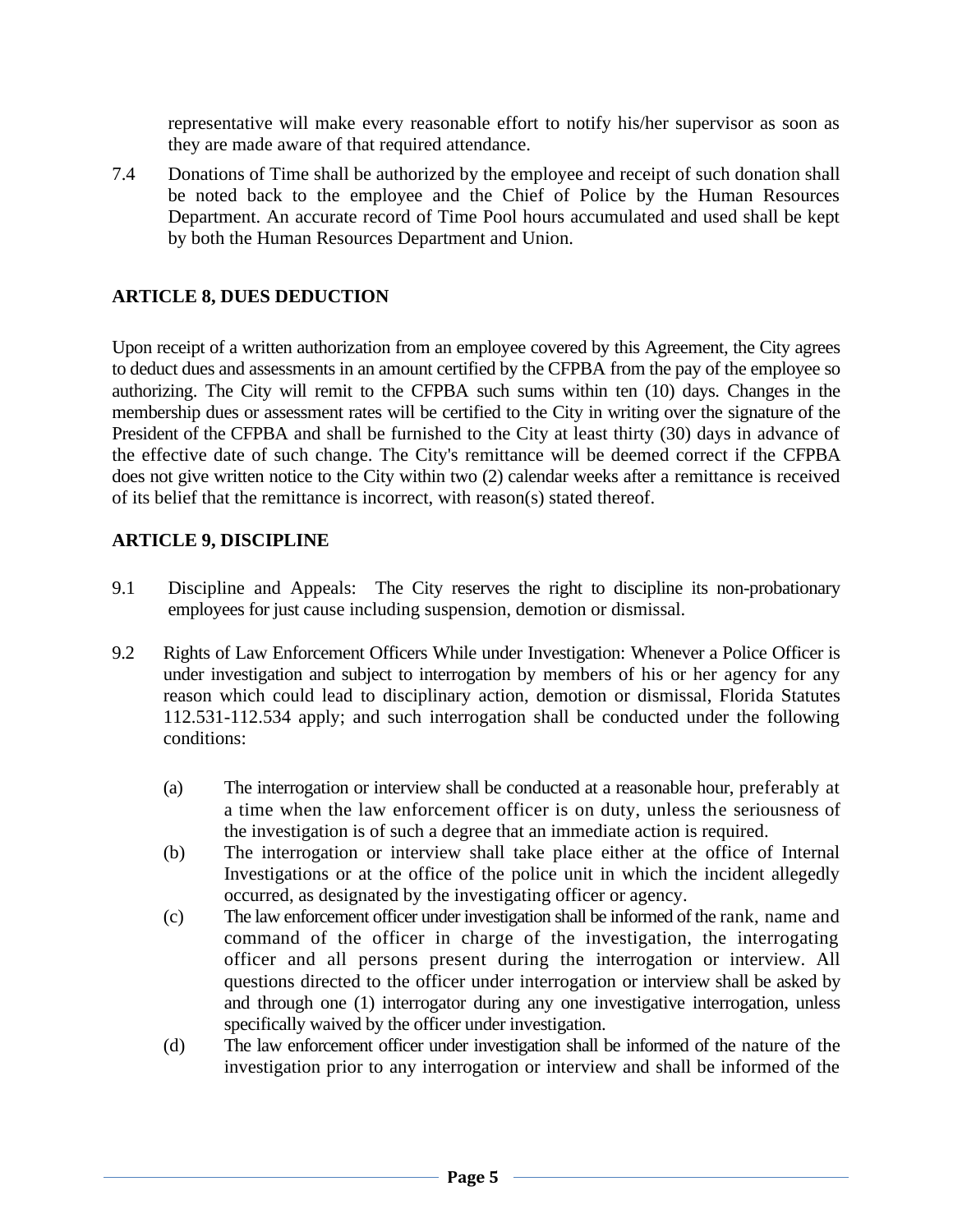representative will make every reasonable effort to notify his/her supervisor as soon as they are made aware of that required attendance.

7.4 Donations of Time shall be authorized by the employee and receipt of such donation shall be noted back to the employee and the Chief of Police by the Human Resources Department. An accurate record of Time Pool hours accumulated and used shall be kept by both the Human Resources Department and Union.

## ARTICLE 8, DUES DEDUCTION

Upon receipt of a written authorization from an employee covered by this Agreement, the City agrees to deduct dues and assessments in an amount certified by the CFPBA from the pay of the employee so authorizing. The City will remit to the CFPBA such sums within ten (10) days. Changes in the membership dues or assessment rates will be certified to the City in writing over the signature of the President of the CFPBA and shall be furnished to the City at least thirty (30) days in advance of the effective date of such change. The City's remittance will be deemed correct if the CFPBA does not give written notice to the City within two (2) calendar weeks after a remittance is received of its belief that the remittance is incorrect, with reason(s) stated thereof.

## ARTICLE 9, DISCIPLINE

9.1 Discipline and Appeals: The City reserves the right to discipline its non-probationary employees for just cause including suspension, demotion or dismissal.

9.2 Rights of Law Enforcement Officers While under Investigation: Whenever a Police Officer is under investigation and subject to interrogation by members of his or her agency for any reason which could lead to disciplinary action, demotion or dismissal, Florida Statutes 112.531-112.534 apply; and such interrogation shall be conducted under the following conditions:

(a) The interrogation or interview shall be conducted at a reasonable hour, preferably at a time when the law enforcement officer is on duty, unless the seriousness of the investigation is of such a degree that an immediate action is required.

(b) The interrogation or interview shall take place either at the office of Internal Investigations or at the office of the police unit in which the incident allegedly occurred, as designated by the investigating officer or agency.

(c) The law enforcement officer under investigation shall be informed of the rank, name and command of the officer in charge of the investigation, the interrogating officer and all persons present during the interrogation or interview. All questions directed to the officer under interrogation or interview shall be asked by and through one (1) interrogator during any one investigative interrogation, unless specifically waived by the officer under investigation.

(d) The law enforcement officer under investigation shall be informed of the nature of the investigation prior to any interrogation or interview and shall be informed of the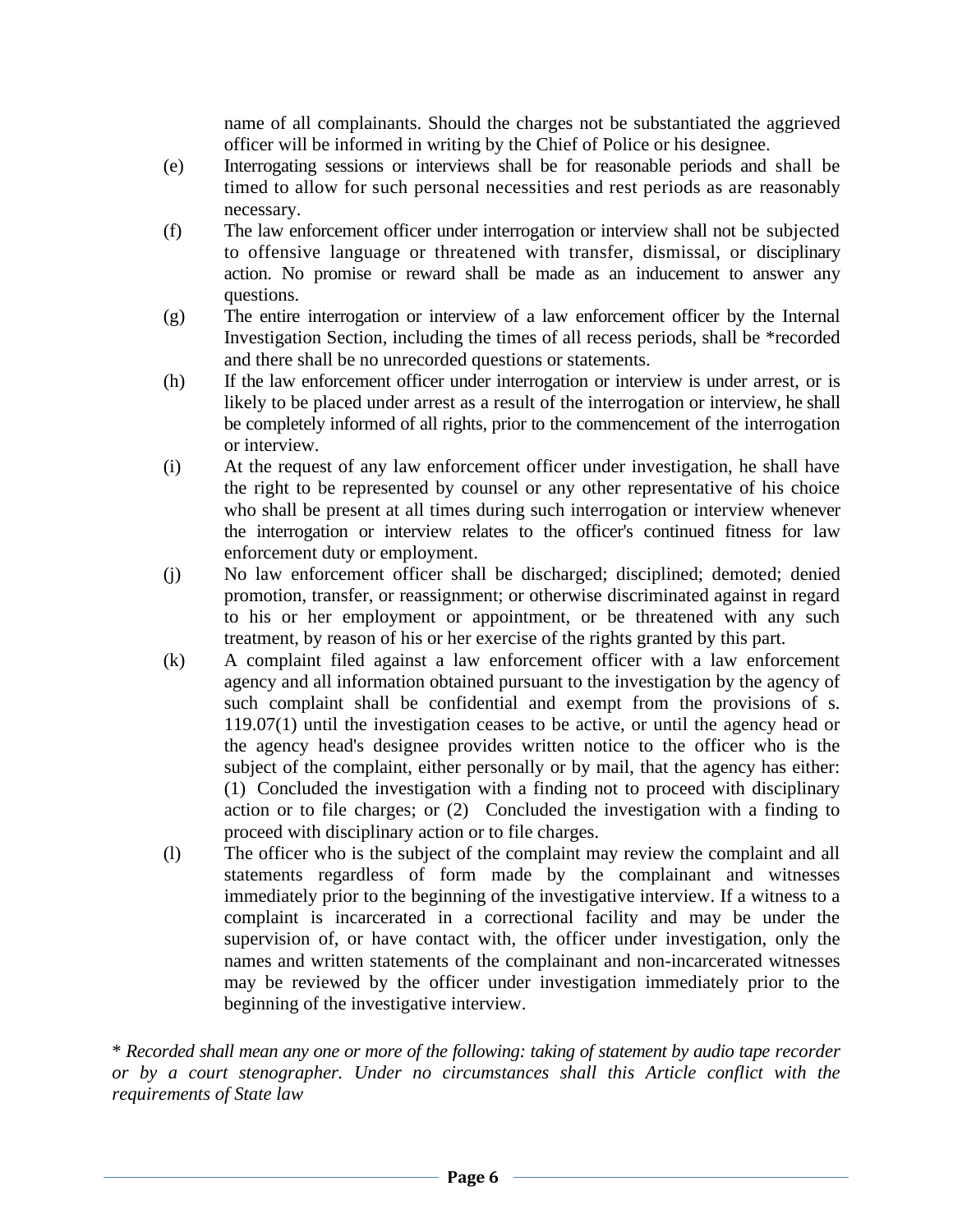name of all complainants. Should the charges not be substantiated the aggrieved officer will be informed in writing by the Chief of Police or his designee.

(e) Interrogating sessions or interviews shall be for reasonable periods and shall be timed to allow for such personal necessities and rest periods as are reasonably necessary.

(f) The law enforcement officer under interrogation or interview shall not be subjected to offensive language or threatened with transfer, dismissal, or disciplinary action. No promise or reward shall be made as an inducement to answer any questions.

(g) The entire interrogation or interview of a law enforcement officer by the Internal Investigation Section, including the times of all recess periods, shall be *recorded and there shall be no unrecorded questions or statements.

(h) If the law enforcement officer under interrogation or interview is under arrest, or is likely to be placed under arrest as a result of the interrogation or interview, he shall be completely informed of all rights, prior to the commencement of the interrogation or interview.

(i) At the request of any law enforcement officer under investigation, he shall have the right to be represented by counsel or any other representative of his choice who shall be present at all times during such interrogation or interview whenever the interrogation or interview relates to the officer's continued fitness for law enforcement duty or employment.

(j) No law enforcement officer shall be discharged; disciplined; demoted; denied promotion, transfer, or reassignment; or otherwise discriminated against in regard to his or her employment or appointment, or be threatened with any such treatment, by reason of his or her exercise of the rights granted by this part.

(k) A complaint filed against a law enforcement officer with a law enforcement agency and all information obtained pursuant to the investigation by the agency of such complaint shall be confidential and exempt from the provisions of s. 119.07(1) until the investigation ceases to be active, or until the agency head or the agency head's designee provides written notice to the officer who is the subject of the complaint, either personally or by mail, that the agency has either: (1) Concluded the investigation with a finding not to proceed with disciplinary action or to file charges; or (2) Concluded the investigation with a finding to proceed with disciplinary action or to file charges.

(l) The officer who is the subject of the complaint may review the complaint and all statements regardless of form made by the complainant and witnesses immediately prior to the beginning of the investigative interview. If a witness to a complaint is incarcerated in a correctional facility and may be under the supervision of, or have contact with, the officer under investigation, only the names and written statements of the complainant and non-incarcerated witnesses may be reviewed by the officer under investigation immediately prior to the beginning of the investigative interview.

*\* Recorded shall mean any one or more of the following: taking of statement by audio tape recorder or by a court stenographer. Under no circumstances shall this Article conflict with the requirements of State law*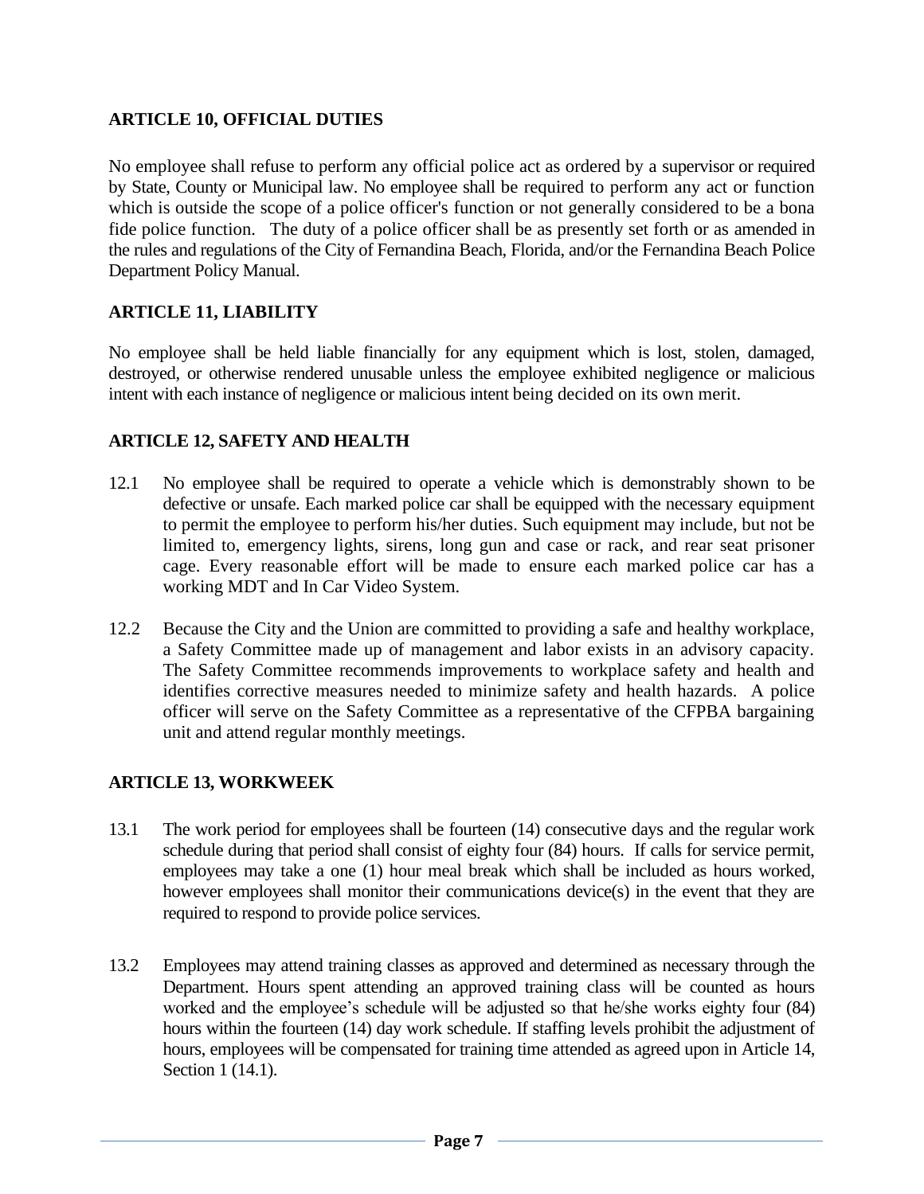## ARTICLE 10, OFFICIAL DUTIES

No employee shall refuse to perform any official police act as ordered by a supervisor or required by State, County or Municipal law. No employee shall be required to perform any act or function which is outside the scope of a police officer's function or not generally considered to be a bona fide police function. The duty of a police officer shall be as presently set forth or as amended in the rules and regulations of the City of Fernandina Beach, Florida, and/or the Fernandina Beach Police Department Policy Manual.

## ARTICLE 11, LIABILITY

No employee shall be held liable financially for any equipment which is lost, stolen, damaged, destroyed, or otherwise rendered unusable unless the employee exhibited negligence or malicious intent with each instance of negligence or malicious intent being decided on its own merit.

## ARTICLE 12, SAFETY AND HEALTH

12.1 No employee shall be required to operate a vehicle which is demonstrably shown to be defective or unsafe. Each marked police car shall be equipped with the necessary equipment to permit the employee to perform his/her duties. Such equipment may include, but not be limited to, emergency lights, sirens, long gun and case or rack, and rear seat prisoner cage. Every reasonable effort will be made to ensure each marked police car has a working MDT and In Car Video System.

12.2 Because the City and the Union are committed to providing a safe and healthy workplace, a Safety Committee made up of management and labor exists in an advisory capacity. The Safety Committee recommends improvements to workplace safety and health and identifies corrective measures needed to minimize safety and health hazards. A police officer will serve on the Safety Committee as a representative of the CFPBA bargaining unit and attend regular monthly meetings.

## ARTICLE 13, WORKWEEK

13.1 The work period for employees shall be fourteen (14) consecutive days and the regular work schedule during that period shall consist of eighty four (84) hours. If calls for service permit, employees may take a one (1) hour meal break which shall be included as hours worked, however employees shall monitor their communications device(s) in the event that they are required to respond to provide police services.

13.2 Employees may attend training classes as approved and determined as necessary through the Department. Hours spent attending an approved training class will be counted as hours worked and the employee's schedule will be adjusted so that he/she works eighty four (84) hours within the fourteen (14) day work schedule. If staffing levels prohibit the adjustment of hours, employees will be compensated for training time attended as agreed upon in Article 14, Section 1 (14.1).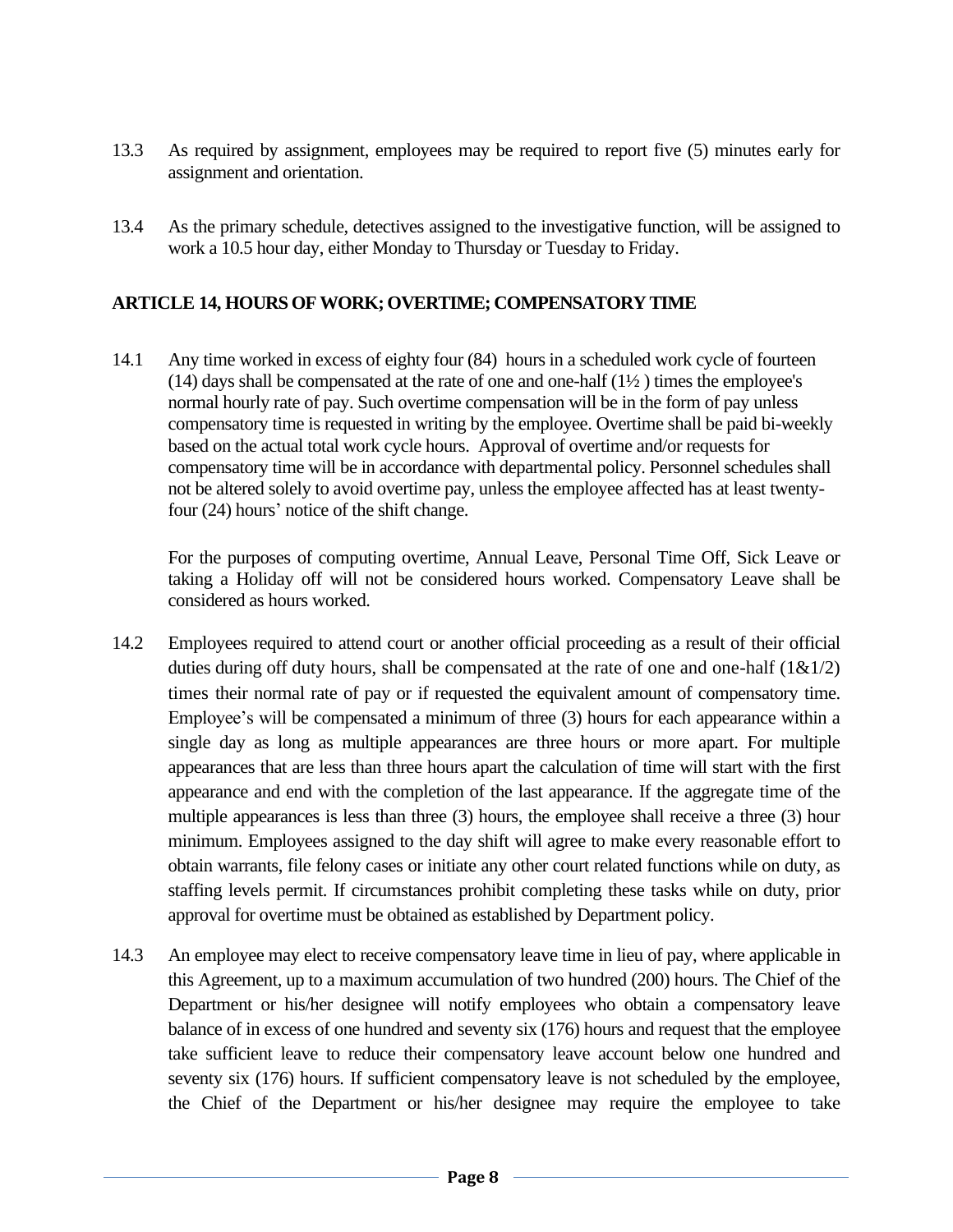13.3 As required by assignment, employees may be required to report five (5) minutes early for assignment and orientation.

13.4 As the primary schedule, detectives assigned to the investigative function, will be assigned to work a 10.5 hour day, either Monday to Thursday or Tuesday to Friday.

## ARTICLE 14, HOURS OF WORK; OVERTIME; COMPENSATORY TIME

14.1 Any time worked in excess of eighty four (84) hours in a scheduled work cycle of fourteen (14) days shall be compensated at the rate of one and one-half (1½ ) times the employee's normal hourly rate of pay. Such overtime compensation will be in the form of pay unless compensatory time is requested in writing by the employee. Overtime shall be paid bi-weekly based on the actual total work cycle hours. Approval of overtime and/or requests for compensatory time will be in accordance with departmental policy. Personnel schedules shall not be altered solely to avoid overtime pay, unless the employee affected has at least twenty-four (24) hours' notice of the shift change.

For the purposes of computing overtime, Annual Leave, Personal Time Off, Sick Leave or taking a Holiday off will not be considered hours worked. Compensatory Leave shall be considered as hours worked.

14.2 Employees required to attend court or another official proceeding as a result of their official duties during off duty hours, shall be compensated at the rate of one and one-half (1&1/2) times their normal rate of pay or if requested the equivalent amount of compensatory time. Employee's will be compensated a minimum of three (3) hours for each appearance within a single day as long as multiple appearances are three hours or more apart. For multiple appearances that are less than three hours apart the calculation of time will start with the first appearance and end with the completion of the last appearance. If the aggregate time of the multiple appearances is less than three (3) hours, the employee shall receive a three (3) hour minimum. Employees assigned to the day shift will agree to make every reasonable effort to obtain warrants, file felony cases or initiate any other court related functions while on duty, as staffing levels permit. If circumstances prohibit completing these tasks while on duty, prior approval for overtime must be obtained as established by Department policy.

14.3 An employee may elect to receive compensatory leave time in lieu of pay, where applicable in this Agreement, up to a maximum accumulation of two hundred (200) hours. The Chief of the Department or his/her designee will notify employees who obtain a compensatory leave balance of in excess of one hundred and seventy six (176) hours and request that the employee take sufficient leave to reduce their compensatory leave account below one hundred and seventy six (176) hours. If sufficient compensatory leave is not scheduled by the employee, the Chief of the Department or his/her designee may require the employee to take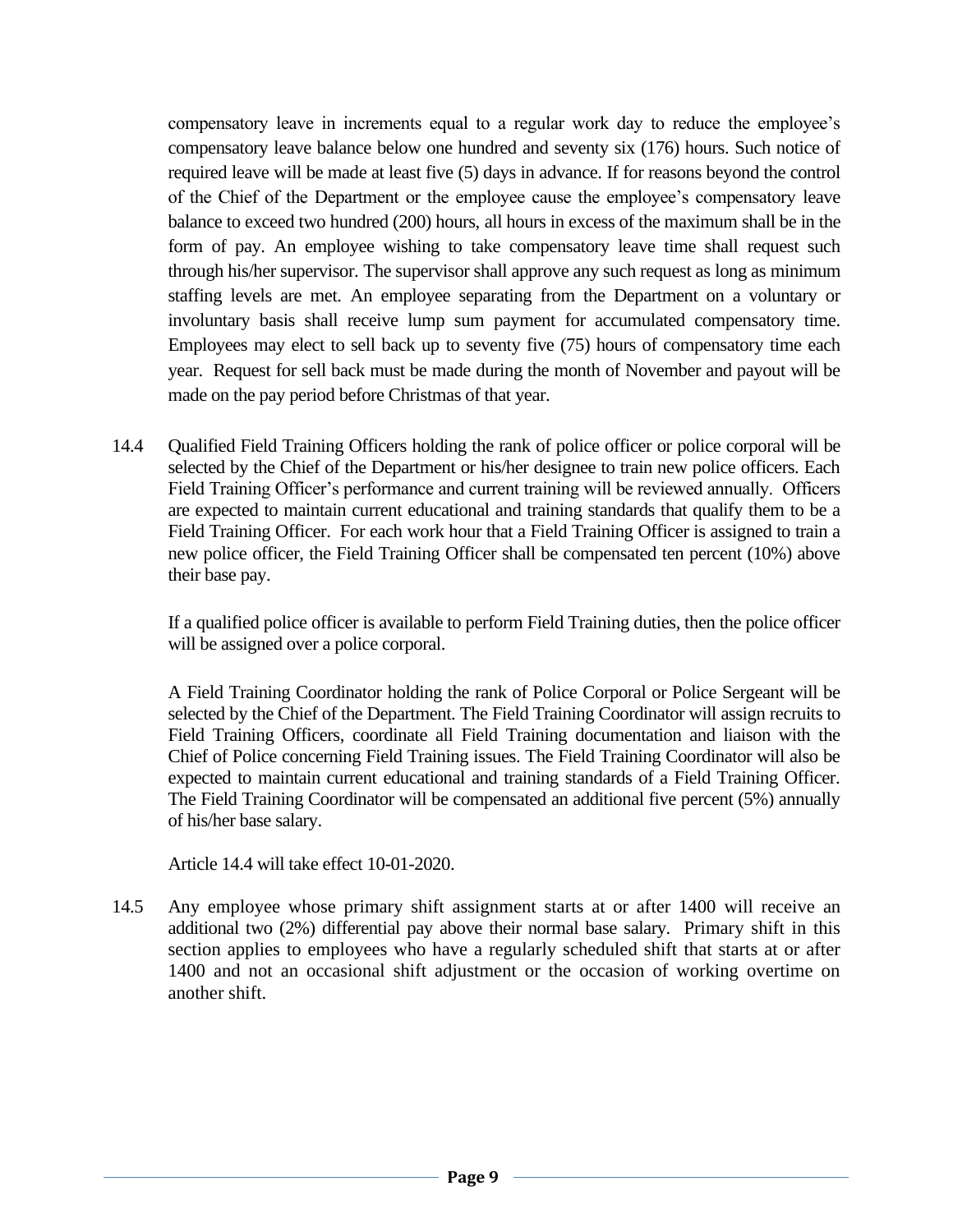compensatory leave in increments equal to a regular work day to reduce the employee's compensatory leave balance below one hundred and seventy six (176) hours. Such notice of required leave will be made at least five (5) days in advance. If for reasons beyond the control of the Chief of the Department or the employee cause the employee's compensatory leave balance to exceed two hundred (200) hours, all hours in excess of the maximum shall be in the form of pay. An employee wishing to take compensatory leave time shall request such through his/her supervisor. The supervisor shall approve any such request as long as minimum staffing levels are met. An employee separating from the Department on a voluntary or involuntary basis shall receive lump sum payment for accumulated compensatory time. Employees may elect to sell back up to seventy five (75) hours of compensatory time each year. Request for sell back must be made during the month of November and payout will be made on the pay period before Christmas of that year.

14.4 Qualified Field Training Officers holding the rank of police officer or police corporal will be selected by the Chief of the Department or his/her designee to train new police officers. Each Field Training Officer's performance and current training will be reviewed annually. Officers are expected to maintain current educational and training standards that qualify them to be a Field Training Officer. For each work hour that a Field Training Officer is assigned to train a new police officer, the Field Training Officer shall be compensated ten percent (10%) above their base pay.

If a qualified police officer is available to perform Field Training duties, then the police officer will be assigned over a police corporal.

A Field Training Coordinator holding the rank of Police Corporal or Police Sergeant will be selected by the Chief of the Department. The Field Training Coordinator will assign recruits to Field Training Officers, coordinate all Field Training documentation and liaison with the Chief of Police concerning Field Training issues. The Field Training Coordinator will also be expected to maintain current educational and training standards of a Field Training Officer. The Field Training Coordinator will be compensated an additional five percent (5%) annually of his/her base salary.

Article 14.4 will take effect 10-01-2020.

14.5 Any employee whose primary shift assignment starts at or after 1400 will receive an additional two (2%) differential pay above their normal base salary. Primary shift in this section applies to employees who have a regularly scheduled shift that starts at or after 1400 and not an occasional shift adjustment or the occasion of working overtime on another shift.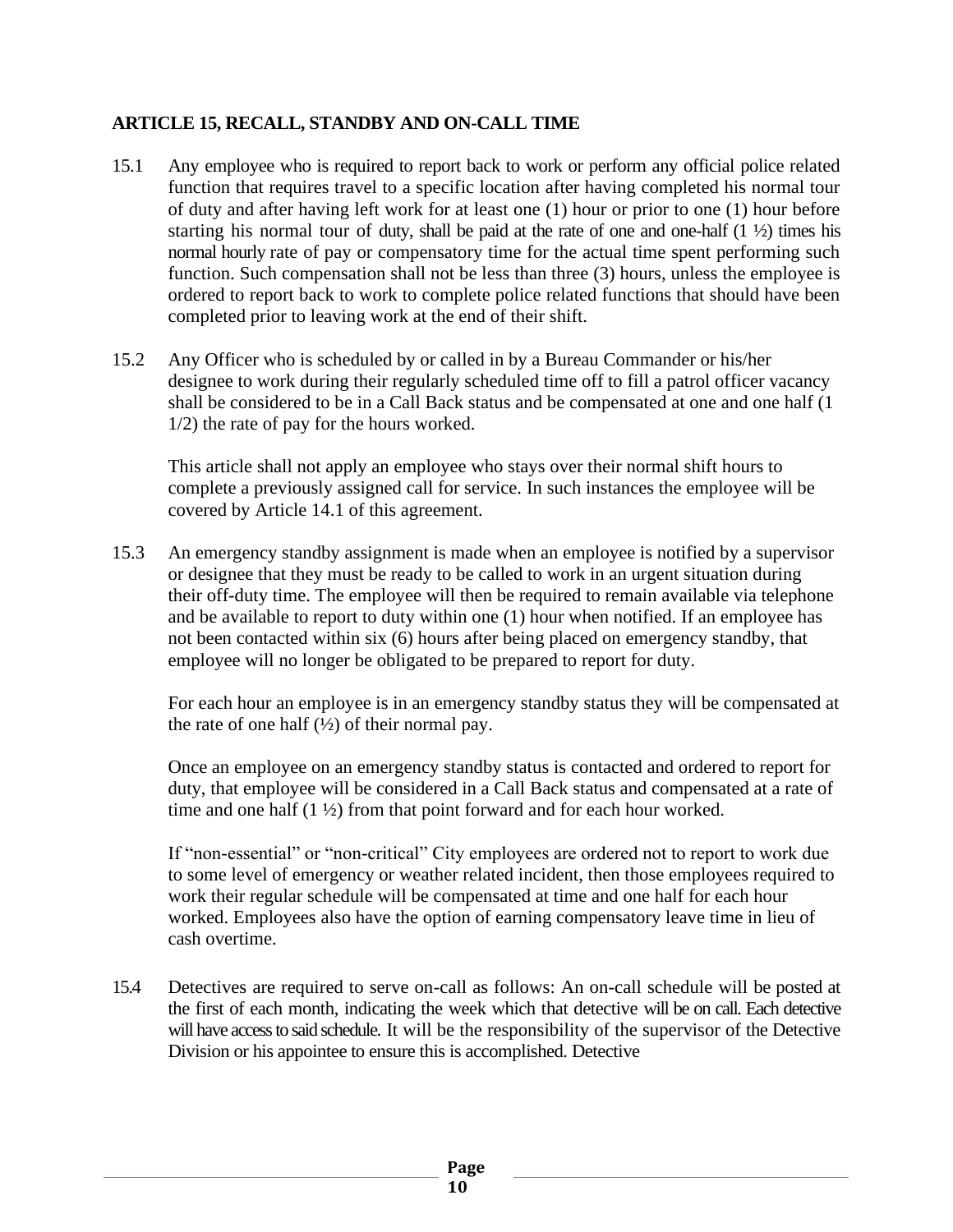## ARTICLE 15, RECALL, STANDBY AND ON-CALL TIME

15.1 Any employee who is required to report back to work or perform any official police related function that requires travel to a specific location after having completed his normal tour of duty and after having left work for at least one (1) hour or prior to one (1) hour before starting his normal tour of duty, shall be paid at the rate of one and one-half (1 ½) times his normal hourly rate of pay or compensatory time for the actual time spent performing such function. Such compensation shall not be less than three (3) hours, unless the employee is ordered to report back to work to complete police related functions that should have been completed prior to leaving work at the end of their shift.

15.2 Any Officer who is scheduled by or called in by a Bureau Commander or his/her designee to work during their regularly scheduled time off to fill a patrol officer vacancy shall be considered to be in a Call Back status and be compensated at one and one half (1 1/2) the rate of pay for the hours worked.

This article shall not apply an employee who stays over their normal shift hours to complete a previously assigned call for service. In such instances the employee will be covered by Article 14.1 of this agreement.

15.3 An emergency standby assignment is made when an employee is notified by a supervisor or designee that they must be ready to be called to work in an urgent situation during their off-duty time. The employee will then be required to remain available via telephone and be available to report to duty within one (1) hour when notified. If an employee has not been contacted within six (6) hours after being placed on emergency standby, that employee will no longer be obligated to be prepared to report for duty.

For each hour an employee is in an emergency standby status they will be compensated at the rate of one half (½) of their normal pay.

Once an employee on an emergency standby status is contacted and ordered to report for duty, that employee will be considered in a Call Back status and compensated at a rate of time and one half (1 ½) from that point forward and for each hour worked.

If "non-essential" or "non-critical" City employees are ordered not to report to work due to some level of emergency or weather related incident, then those employees required to work their regular schedule will be compensated at time and one half for each hour worked. Employees also have the option of earning compensatory leave time in lieu of cash overtime.

15.4 Detectives are required to serve on-call as follows: An on-call schedule will be posted at the first of each month, indicating the week which that detective will be on call. Each detective will have access to said schedule. It will be the responsibility of the supervisor of the Detective Division or his appointee to ensure this is accomplished. Detective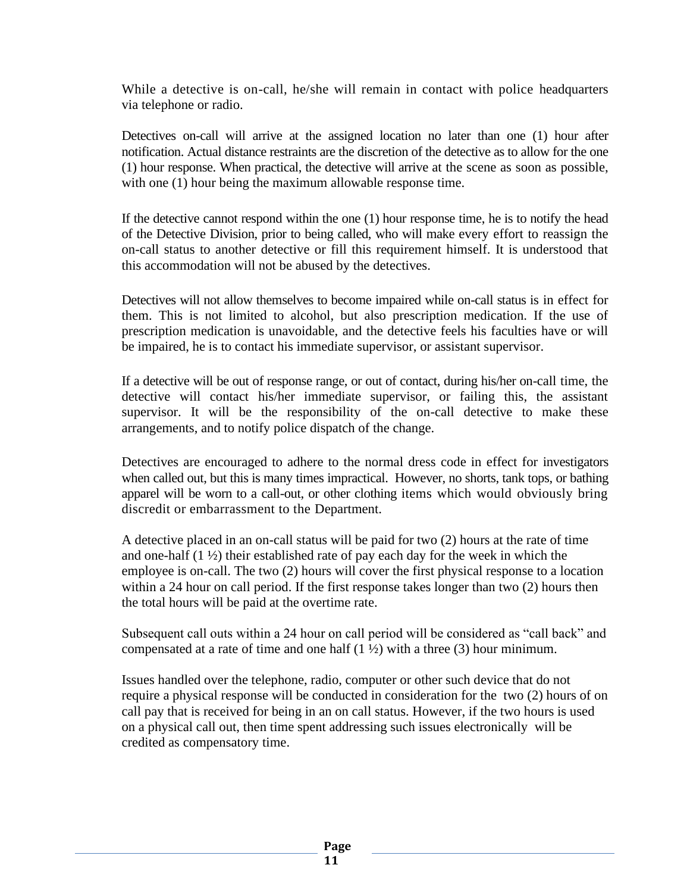While a detective is on-call, he/she will remain in contact with police headquarters via telephone or radio.

Detectives on-call will arrive at the assigned location no later than one (1) hour after notification. Actual distance restraints are the discretion of the detective as to allow for the one (1) hour response. When practical, the detective will arrive at the scene as soon as possible, with one (1) hour being the maximum allowable response time.

If the detective cannot respond within the one (1) hour response time, he is to notify the head of the Detective Division, prior to being called, who will make every effort to reassign the on-call status to another detective or fill this requirement himself. It is understood that this accommodation will not be abused by the detectives.

Detectives will not allow themselves to become impaired while on-call status is in effect for them. This is not limited to alcohol, but also prescription medication. If the use of prescription medication is unavoidable, and the detective feels his faculties have or will be impaired, he is to contact his immediate supervisor, or assistant supervisor.

If a detective will be out of response range, or out of contact, during his/her on-call time, the detective will contact his/her immediate supervisor, or failing this, the assistant supervisor. It will be the responsibility of the on-call detective to make these arrangements, and to notify police dispatch of the change.

Detectives are encouraged to adhere to the normal dress code in effect for investigators when called out, but this is many times impractical. However, no shorts, tank tops, or bathing apparel will be worn to a call-out, or other clothing items which would obviously bring discredit or embarrassment to the Department.

A detective placed in an on-call status will be paid for two (2) hours at the rate of time and one-half (1 ½) their established rate of pay each day for the week in which the employee is on-call. The two (2) hours will cover the first physical response to a location within a 24 hour on call period. If the first response takes longer than two (2) hours then the total hours will be paid at the overtime rate.

Subsequent call outs within a 24 hour on call period will be considered as "call back" and compensated at a rate of time and one half (1 ½) with a three (3) hour minimum.

Issues handled over the telephone, radio, computer or other such device that do not require a physical response will be conducted in consideration for the two (2) hours of on call pay that is received for being in an on call status. However, if the two hours is used on a physical call out, then time spent addressing such issues electronically will be credited as compensatory time.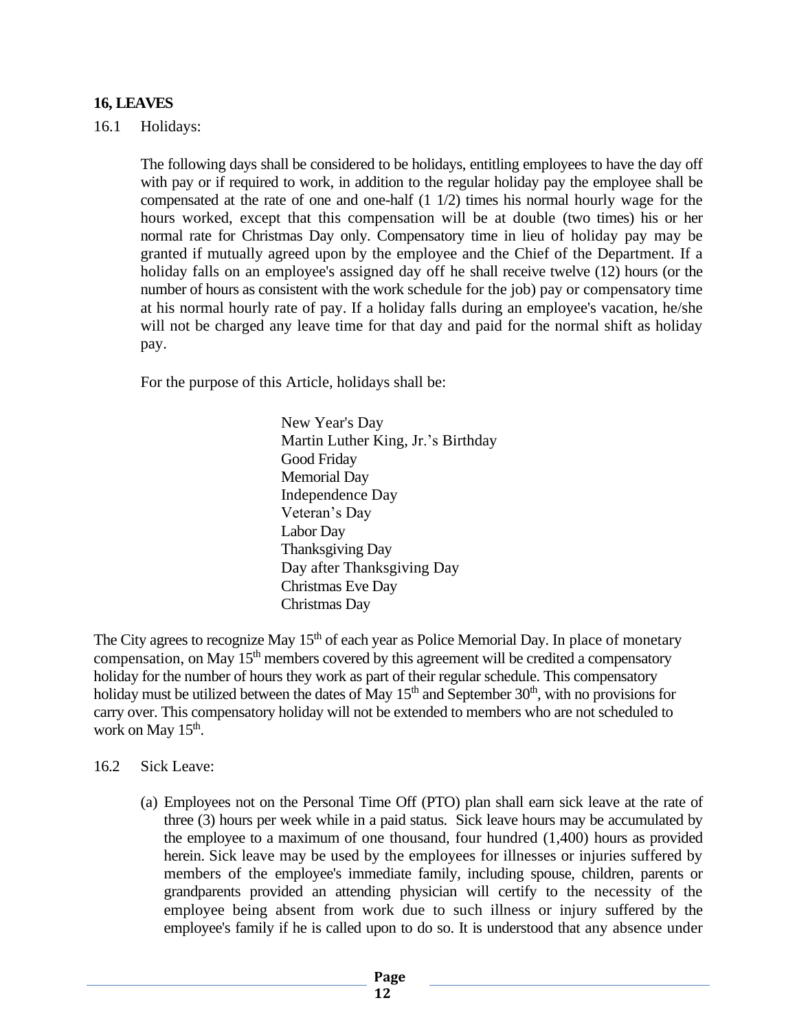## 16, LEAVES

16.1 Holidays:

The following days shall be considered to be holidays, entitling employees to have the day off with pay or if required to work, in addition to the regular holiday pay the employee shall be compensated at the rate of one and one-half (1 1/2) times his normal hourly wage for the hours worked, except that this compensation will be at double (two times) his or her normal rate for Christmas Day only. Compensatory time in lieu of holiday pay may be granted if mutually agreed upon by the employee and the Chief of the Department. If a holiday falls on an employee's assigned day off he shall receive twelve (12) hours (or the number of hours as consistent with the work schedule for the job) pay or compensatory time at his normal hourly rate of pay. If a holiday falls during an employee's vacation, he/she will not be charged any leave time for that day and paid for the normal shift as holiday pay.

For the purpose of this Article, holidays shall be:

New Year's Day
Martin Luther King, Jr.'s Birthday
Good Friday
Memorial Day
Independence Day
Veteran's Day
Labor Day
Thanksgiving Day
Day after Thanksgiving Day
Christmas Eve Day
Christmas Day

The City agrees to recognize May 15th of each year as Police Memorial Day. In place of monetary compensation, on May 15th members covered by this agreement will be credited a compensatory holiday for the number of hours they work as part of their regular schedule. This compensatory holiday must be utilized between the dates of May 15th and September 30th, with no provisions for carry over. This compensatory holiday will not be extended to members who are not scheduled to work on May 15th.

16.2 Sick Leave:

(a) Employees not on the Personal Time Off (PTO) plan shall earn sick leave at the rate of three (3) hours per week while in a paid status. Sick leave hours may be accumulated by the employee to a maximum of one thousand, four hundred (1,400) hours as provided herein. Sick leave may be used by the employees for illnesses or injuries suffered by members of the employee's immediate family, including spouse, children, parents or grandparents provided an attending physician will certify to the necessity of the employee being absent from work due to such illness or injury suffered by the employee's family if he is called upon to do so. It is understood that any absence under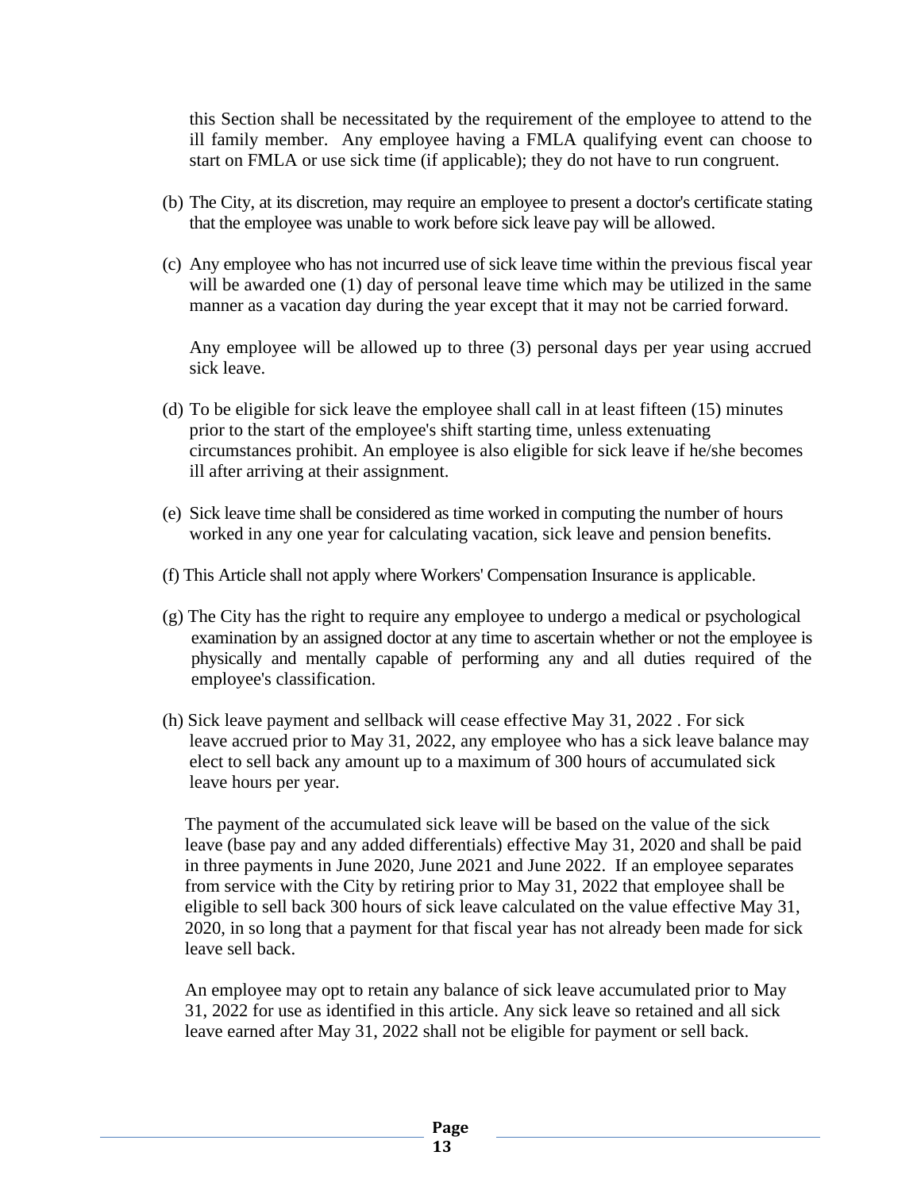this Section shall be necessitated by the requirement of the employee to attend to the ill family member. Any employee having a FMLA qualifying event can choose to start on FMLA or use sick time (if applicable); they do not have to run congruent.

(b) The City, at its discretion, may require an employee to present a doctor's certificate stating that the employee was unable to work before sick leave pay will be allowed.

(c) Any employee who has not incurred use of sick leave time within the previous fiscal year will be awarded one (1) day of personal leave time which may be utilized in the same manner as a vacation day during the year except that it may not be carried forward.

Any employee will be allowed up to three (3) personal days per year using accrued sick leave.

(d) To be eligible for sick leave the employee shall call in at least fifteen (15) minutes prior to the start of the employee's shift starting time, unless extenuating circumstances prohibit. An employee is also eligible for sick leave if he/she becomes ill after arriving at their assignment.

(e) Sick leave time shall be considered as time worked in computing the number of hours worked in any one year for calculating vacation, sick leave and pension benefits.

(f) This Article shall not apply where Workers' Compensation Insurance is applicable.

(g) The City has the right to require any employee to undergo a medical or psychological examination by an assigned doctor at any time to ascertain whether or not the employee is physically and mentally capable of performing any and all duties required of the employee's classification.

(h) Sick leave payment and sellback will cease effective May 31, 2022 . For sick leave accrued prior to May 31, 2022, any employee who has a sick leave balance may elect to sell back any amount up to a maximum of 300 hours of accumulated sick leave hours per year.

The payment of the accumulated sick leave will be based on the value of the sick leave (base pay and any added differentials) effective May 31, 2020 and shall be paid in three payments in June 2020, June 2021 and June 2022. If an employee separates from service with the City by retiring prior to May 31, 2022 that employee shall be eligible to sell back 300 hours of sick leave calculated on the value effective May 31, 2020, in so long that a payment for that fiscal year has not already been made for sick leave sell back.

An employee may opt to retain any balance of sick leave accumulated prior to May 31, 2022 for use as identified in this article. Any sick leave so retained and all sick leave earned after May 31, 2022 shall not be eligible for payment or sell back.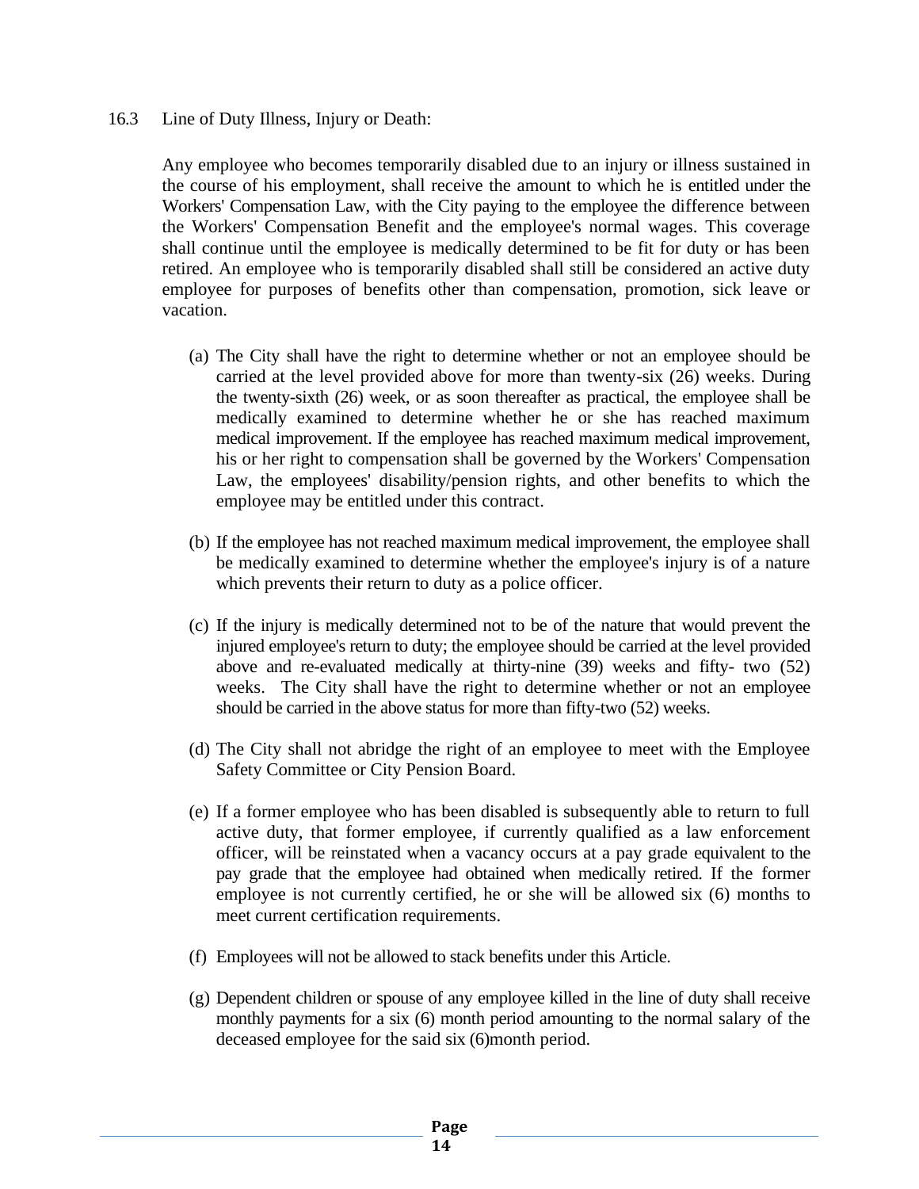16.3 Line of Duty Illness, Injury or Death:

Any employee who becomes temporarily disabled due to an injury or illness sustained in the course of his employment, shall receive the amount to which he is entitled under the Workers' Compensation Law, with the City paying to the employee the difference between the Workers' Compensation Benefit and the employee's normal wages. This coverage shall continue until the employee is medically determined to be fit for duty or has been retired. An employee who is temporarily disabled shall still be considered an active duty employee for purposes of benefits other than compensation, promotion, sick leave or vacation.

(a) The City shall have the right to determine whether or not an employee should be carried at the level provided above for more than twenty-six (26) weeks. During the twenty-sixth (26) week, or as soon thereafter as practical, the employee shall be medically examined to determine whether he or she has reached maximum medical improvement. If the employee has reached maximum medical improvement, his or her right to compensation shall be governed by the Workers' Compensation Law, the employees' disability/pension rights, and other benefits to which the employee may be entitled under this contract.

(b) If the employee has not reached maximum medical improvement, the employee shall be medically examined to determine whether the employee's injury is of a nature which prevents their return to duty as a police officer.

(c) If the injury is medically determined not to be of the nature that would prevent the injured employee's return to duty; the employee should be carried at the level provided above and re-evaluated medically at thirty-nine (39) weeks and fifty- two (52) weeks. The City shall have the right to determine whether or not an employee should be carried in the above status for more than fifty-two (52) weeks.

(d) The City shall not abridge the right of an employee to meet with the Employee Safety Committee or City Pension Board.

(e) If a former employee who has been disabled is subsequently able to return to full active duty, that former employee, if currently qualified as a law enforcement officer, will be reinstated when a vacancy occurs at a pay grade equivalent to the pay grade that the employee had obtained when medically retired. If the former employee is not currently certified, he or she will be allowed six (6) months to meet current certification requirements.

(f) Employees will not be allowed to stack benefits under this Article.

(g) Dependent children or spouse of any employee killed in the line of duty shall receive monthly payments for a six (6) month period amounting to the normal salary of the deceased employee for the said six (6)month period.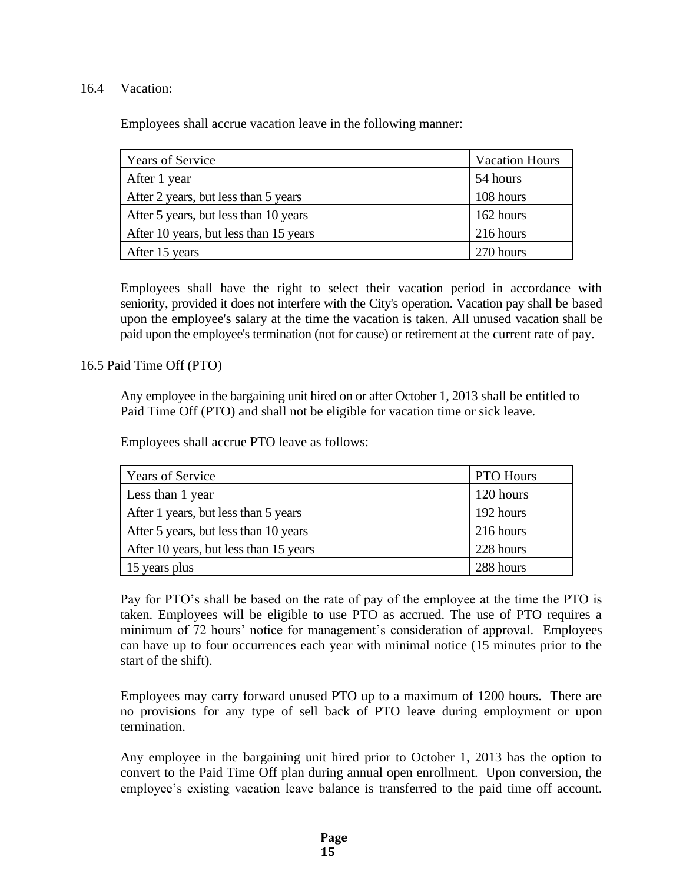16.4 Vacation:

Employees shall accrue vacation leave in the following manner:

| Years of Service | Vacation Hours |
|---|---|
| After 1 year | 54 hours |
| After 2 years, but less than 5 years | 108 hours |
| After 5 years, but less than 10 years | 162 hours |
| After 10 years, but less than 15 years | 216 hours |
| After 15 years | 270 hours |

Employees shall have the right to select their vacation period in accordance with seniority, provided it does not interfere with the City's operation. Vacation pay shall be based upon the employee's salary at the time the vacation is taken. All unused vacation shall be paid upon the employee's termination (not for cause) or retirement at the current rate of pay.

16.5 Paid Time Off (PTO)

Any employee in the bargaining unit hired on or after October 1, 2013 shall be entitled to Paid Time Off (PTO) and shall not be eligible for vacation time or sick leave.

Employees shall accrue PTO leave as follows:

| Years of Service | PTO Hours |
|---|---|
| Less than 1 year | 120 hours |
| After 1 years, but less than 5 years | 192 hours |
| After 5 years, but less than 10 years | 216 hours |
| After 10 years, but less than 15 years | 228 hours |
| 15 years plus | 288 hours |

Pay for PTO's shall be based on the rate of pay of the employee at the time the PTO is taken. Employees will be eligible to use PTO as accrued. The use of PTO requires a minimum of 72 hours' notice for management's consideration of approval. Employees can have up to four occurrences each year with minimal notice (15 minutes prior to the start of the shift).

Employees may carry forward unused PTO up to a maximum of 1200 hours. There are no provisions for any type of sell back of PTO leave during employment or upon termination.

Any employee in the bargaining unit hired prior to October 1, 2013 has the option to convert to the Paid Time Off plan during annual open enrollment. Upon conversion, the employee's existing vacation leave balance is transferred to the paid time off account.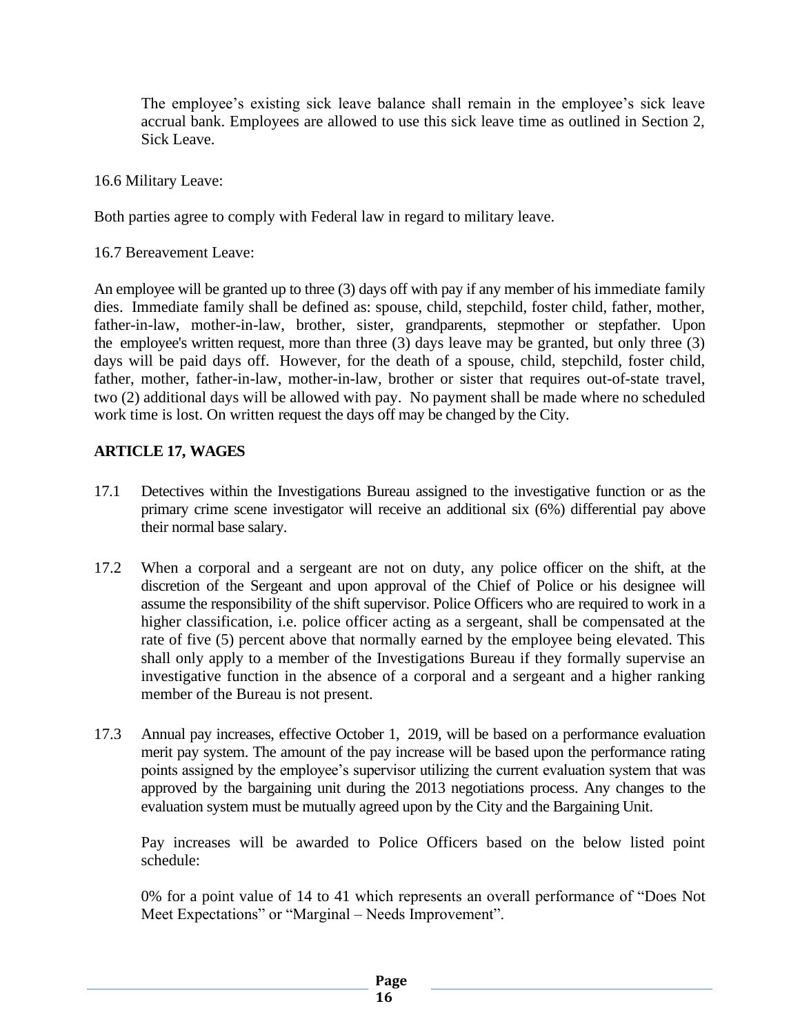The employee's existing sick leave balance shall remain in the employee's sick leave accrual bank. Employees are allowed to use this sick leave time as outlined in Section 2, Sick Leave.

16.6 Military Leave:

Both parties agree to comply with Federal law in regard to military leave.

16.7 Bereavement Leave:

An employee will be granted up to three (3) days off with pay if any member of his immediate family dies. Immediate family shall be defined as: spouse, child, stepchild, foster child, father, mother, father-in-law, mother-in-law, brother, sister, grandparents, stepmother or stepfather. Upon the employee's written request, more than three (3) days leave may be granted, but only three (3) days will be paid days off. However, for the death of a spouse, child, stepchild, foster child, father, mother, father-in-law, mother-in-law, brother or sister that requires out-of-state travel, two (2) additional days will be allowed with pay. No payment shall be made where no scheduled work time is lost. On written request the days off may be changed by the City.

## ARTICLE 17, WAGES

17.1 Detectives within the Investigations Bureau assigned to the investigative function or as the primary crime scene investigator will receive an additional six (6%) differential pay above their normal base salary.

17.2 When a corporal and a sergeant are not on duty, any police officer on the shift, at the discretion of the Sergeant and upon approval of the Chief of Police or his designee will assume the responsibility of the shift supervisor. Police Officers who are required to work in a higher classification, i.e. police officer acting as a sergeant, shall be compensated at the rate of five (5) percent above that normally earned by the employee being elevated. This shall only apply to a member of the Investigations Bureau if they formally supervise an investigative function in the absence of a corporal and a sergeant and a higher ranking member of the Bureau is not present.

17.3 Annual pay increases, effective October 1, 2019, will be based on a performance evaluation merit pay system. The amount of the pay increase will be based upon the performance rating points assigned by the employee's supervisor utilizing the current evaluation system that was approved by the bargaining unit during the 2013 negotiations process. Any changes to the evaluation system must be mutually agreed upon by the City and the Bargaining Unit.

Pay increases will be awarded to Police Officers based on the below listed point schedule:

0% for a point value of 14 to 41 which represents an overall performance of "Does Not Meet Expectations" or "Marginal – Needs Improvement".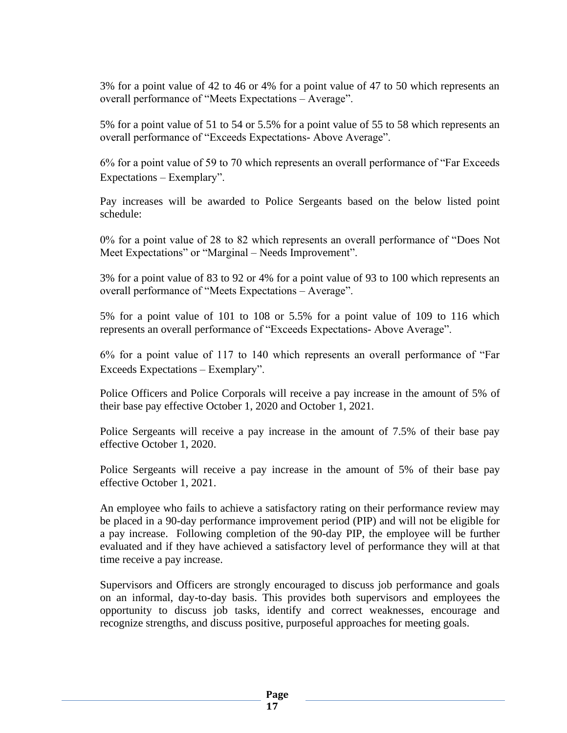3% for a point value of 42 to 46 or 4% for a point value of 47 to 50 which represents an overall performance of "Meets Expectations – Average".

5% for a point value of 51 to 54 or 5.5% for a point value of 55 to 58 which represents an overall performance of "Exceeds Expectations- Above Average".

6% for a point value of 59 to 70 which represents an overall performance of "Far Exceeds Expectations – Exemplary".

Pay increases will be awarded to Police Sergeants based on the below listed point schedule:

0% for a point value of 28 to 82 which represents an overall performance of "Does Not Meet Expectations" or "Marginal – Needs Improvement".

3% for a point value of 83 to 92 or 4% for a point value of 93 to 100 which represents an overall performance of "Meets Expectations – Average".

5% for a point value of 101 to 108 or 5.5% for a point value of 109 to 116 which represents an overall performance of "Exceeds Expectations- Above Average".

6% for a point value of 117 to 140 which represents an overall performance of "Far Exceeds Expectations – Exemplary".

Police Officers and Police Corporals will receive a pay increase in the amount of 5% of their base pay effective October 1, 2020 and October 1, 2021.

Police Sergeants will receive a pay increase in the amount of 7.5% of their base pay effective October 1, 2020.

Police Sergeants will receive a pay increase in the amount of 5% of their base pay effective October 1, 2021.

An employee who fails to achieve a satisfactory rating on their performance review may be placed in a 90-day performance improvement period (PIP) and will not be eligible for a pay increase. Following completion of the 90-day PIP, the employee will be further evaluated and if they have achieved a satisfactory level of performance they will at that time receive a pay increase.

Supervisors and Officers are strongly encouraged to discuss job performance and goals on an informal, day-to-day basis. This provides both supervisors and employees the opportunity to discuss job tasks, identify and correct weaknesses, encourage and recognize strengths, and discuss positive, purposeful approaches for meeting goals.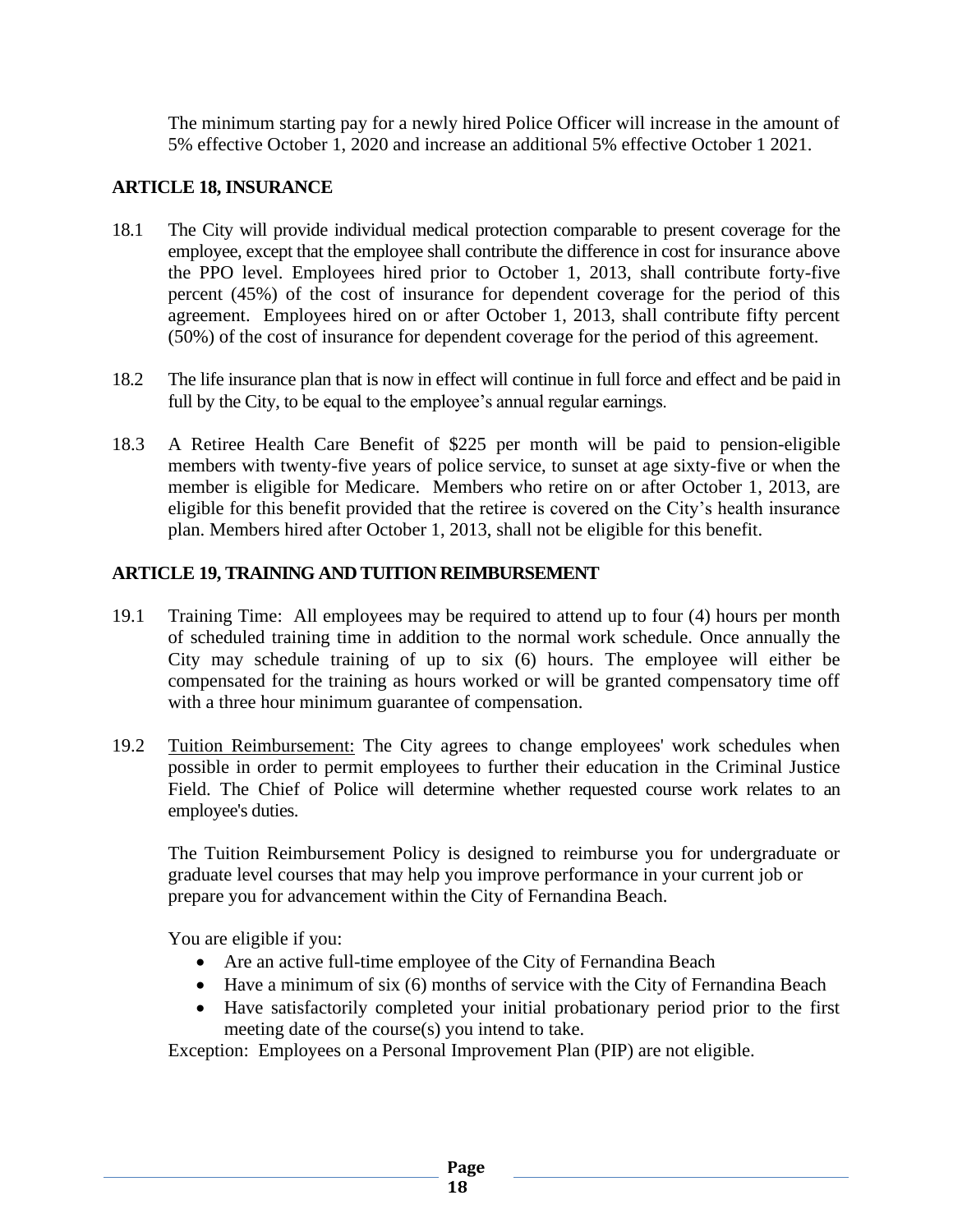The minimum starting pay for a newly hired Police Officer will increase in the amount of 5% effective October 1, 2020 and increase an additional 5% effective October 1 2021.

## ARTICLE 18, INSURANCE

18.1 The City will provide individual medical protection comparable to present coverage for the employee, except that the employee shall contribute the difference in cost for insurance above the PPO level. Employees hired prior to October 1, 2013, shall contribute forty-five percent (45%) of the cost of insurance for dependent coverage for the period of this agreement. Employees hired on or after October 1, 2013, shall contribute fifty percent (50%) of the cost of insurance for dependent coverage for the period of this agreement.

18.2 The life insurance plan that is now in effect will continue in full force and effect and be paid in full by the City, to be equal to the employee's annual regular earnings.

18.3 A Retiree Health Care Benefit of $225 per month will be paid to pension-eligible members with twenty-five years of police service, to sunset at age sixty-five or when the member is eligible for Medicare. Members who retire on or after October 1, 2013, are eligible for this benefit provided that the retiree is covered on the City's health insurance plan. Members hired after October 1, 2013, shall not be eligible for this benefit.

## ARTICLE 19, TRAINING AND TUITION REIMBURSEMENT

19.1 Training Time: All employees may be required to attend up to four (4) hours per month of scheduled training time in addition to the normal work schedule. Once annually the City may schedule training of up to six (6) hours. The employee will either be compensated for the training as hours worked or will be granted compensatory time off with a three hour minimum guarantee of compensation.

19.2 Tuition Reimbursement: The City agrees to change employees' work schedules when possible in order to permit employees to further their education in the Criminal Justice Field. The Chief of Police will determine whether requested course work relates to an employee's duties.

The Tuition Reimbursement Policy is designed to reimburse you for undergraduate or graduate level courses that may help you improve performance in your current job or prepare you for advancement within the City of Fernandina Beach.

You are eligible if you:

- Are an active full-time employee of the City of Fernandina Beach
- Have a minimum of six (6) months of service with the City of Fernandina Beach
- Have satisfactorily completed your initial probationary period prior to the first meeting date of the course(s) you intend to take.

Exception: Employees on a Personal Improvement Plan (PIP) are not eligible.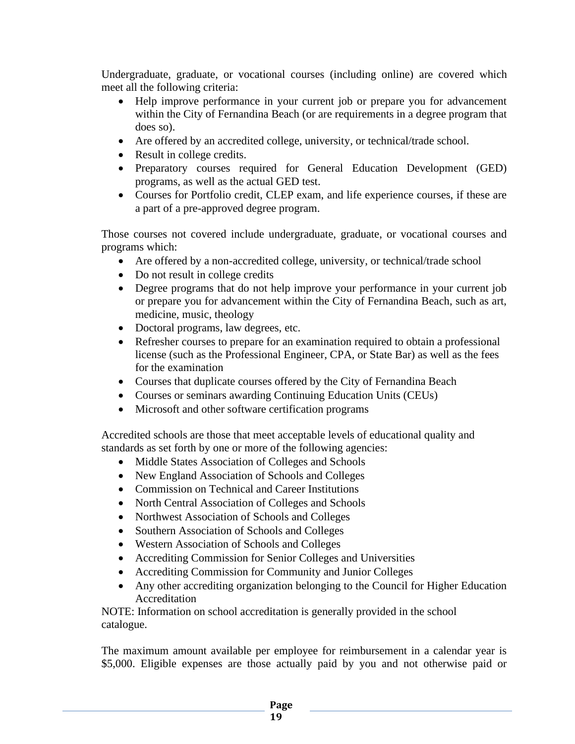Undergraduate, graduate, or vocational courses (including online) are covered which meet all the following criteria:

- Help improve performance in your current job or prepare you for advancement within the City of Fernandina Beach (or are requirements in a degree program that does so).
- Are offered by an accredited college, university, or technical/trade school.
- Result in college credits.
- Preparatory courses required for General Education Development (GED) programs, as well as the actual GED test.
- Courses for Portfolio credit, CLEP exam, and life experience courses, if these are a part of a pre-approved degree program.

Those courses not covered include undergraduate, graduate, or vocational courses and programs which:

- Are offered by a non-accredited college, university, or technical/trade school
- Do not result in college credits
- Degree programs that do not help improve your performance in your current job or prepare you for advancement within the City of Fernandina Beach, such as art, medicine, music, theology
- Doctoral programs, law degrees, etc.
- Refresher courses to prepare for an examination required to obtain a professional license (such as the Professional Engineer, CPA, or State Bar) as well as the fees for the examination
- Courses that duplicate courses offered by the City of Fernandina Beach
- Courses or seminars awarding Continuing Education Units (CEUs)
- Microsoft and other software certification programs

Accredited schools are those that meet acceptable levels of educational quality and standards as set forth by one or more of the following agencies:

- Middle States Association of Colleges and Schools
- New England Association of Schools and Colleges
- Commission on Technical and Career Institutions
- North Central Association of Colleges and Schools
- Northwest Association of Schools and Colleges
- Southern Association of Schools and Colleges
- Western Association of Schools and Colleges
- Accrediting Commission for Senior Colleges and Universities
- Accrediting Commission for Community and Junior Colleges
- Any other accrediting organization belonging to the Council for Higher Education Accreditation

NOTE: Information on school accreditation is generally provided in the school catalogue.

The maximum amount available per employee for reimbursement in a calendar year is $5,000. Eligible expenses are those actually paid by you and not otherwise paid or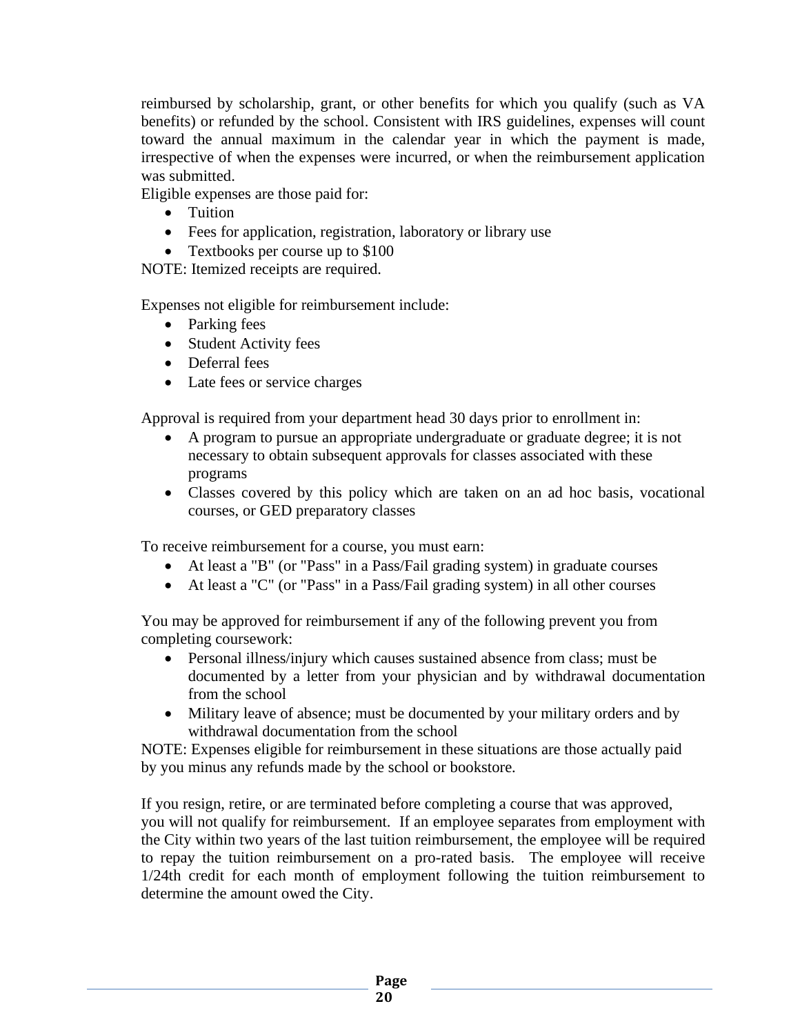reimbursed by scholarship, grant, or other benefits for which you qualify (such as VA benefits) or refunded by the school. Consistent with IRS guidelines, expenses will count toward the annual maximum in the calendar year in which the payment is made, irrespective of when the expenses were incurred, or when the reimbursement application was submitted.

Eligible expenses are those paid for:

- Tuition
- Fees for application, registration, laboratory or library use
- Textbooks per course up to $100

NOTE: Itemized receipts are required.

Expenses not eligible for reimbursement include:

- Parking fees
- Student Activity fees
- Deferral fees
- Late fees or service charges

Approval is required from your department head 30 days prior to enrollment in:

- A program to pursue an appropriate undergraduate or graduate degree; it is not necessary to obtain subsequent approvals for classes associated with these programs
- Classes covered by this policy which are taken on an ad hoc basis, vocational courses, or GED preparatory classes

To receive reimbursement for a course, you must earn:

- At least a "B" (or "Pass" in a Pass/Fail grading system) in graduate courses
- At least a "C" (or "Pass" in a Pass/Fail grading system) in all other courses

You may be approved for reimbursement if any of the following prevent you from completing coursework:

- Personal illness/injury which causes sustained absence from class; must be documented by a letter from your physician and by withdrawal documentation from the school
- Military leave of absence; must be documented by your military orders and by withdrawal documentation from the school

NOTE: Expenses eligible for reimbursement in these situations are those actually paid by you minus any refunds made by the school or bookstore.

If you resign, retire, or are terminated before completing a course that was approved, you will not qualify for reimbursement. If an employee separates from employment with the City within two years of the last tuition reimbursement, the employee will be required to repay the tuition reimbursement on a pro-rated basis. The employee will receive 1/24th credit for each month of employment following the tuition reimbursement to determine the amount owed the City.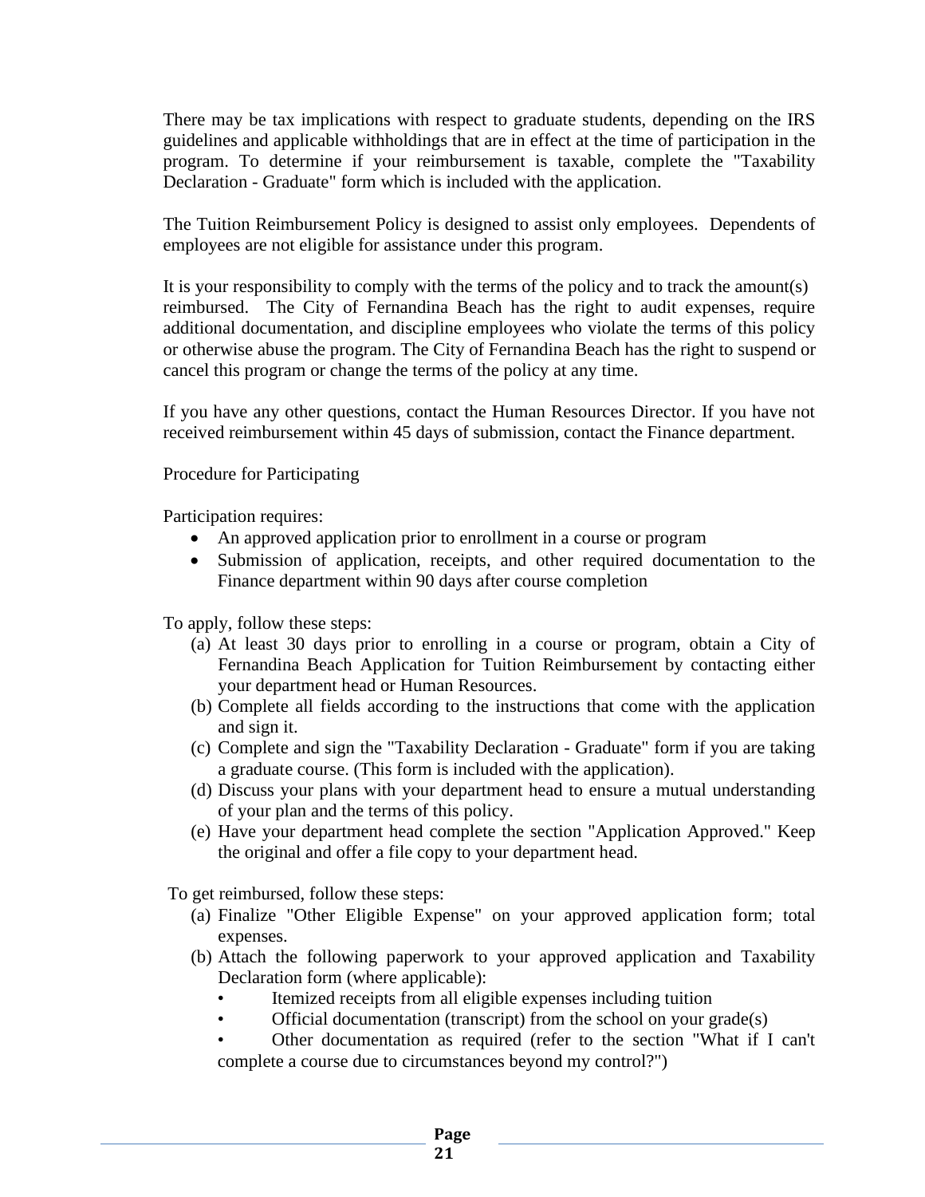There may be tax implications with respect to graduate students, depending on the IRS guidelines and applicable withholdings that are in effect at the time of participation in the program. To determine if your reimbursement is taxable, complete the "Taxability Declaration - Graduate" form which is included with the application.

The Tuition Reimbursement Policy is designed to assist only employees. Dependents of employees are not eligible for assistance under this program.

It is your responsibility to comply with the terms of the policy and to track the amount(s) reimbursed. The City of Fernandina Beach has the right to audit expenses, require additional documentation, and discipline employees who violate the terms of this policy or otherwise abuse the program. The City of Fernandina Beach has the right to suspend or cancel this program or change the terms of the policy at any time.

If you have any other questions, contact the Human Resources Director. If you have not received reimbursement within 45 days of submission, contact the Finance department.

Procedure for Participating

Participation requires:

- An approved application prior to enrollment in a course or program
- Submission of application, receipts, and other required documentation to the Finance department within 90 days after course completion

To apply, follow these steps:

(a) At least 30 days prior to enrolling in a course or program, obtain a City of Fernandina Beach Application for Tuition Reimbursement by contacting either your department head or Human Resources.
(b) Complete all fields according to the instructions that come with the application and sign it.
(c) Complete and sign the "Taxability Declaration - Graduate" form if you are taking a graduate course. (This form is included with the application).
(d) Discuss your plans with your department head to ensure a mutual understanding of your plan and the terms of this policy.
(e) Have your department head complete the section "Application Approved." Keep the original and offer a file copy to your department head.

To get reimbursed, follow these steps:

(a) Finalize "Other Eligible Expense" on your approved application form; total expenses.
(b) Attach the following paperwork to your approved application and Taxability Declaration form (where applicable):
    - Itemized receipts from all eligible expenses including tuition
    - Official documentation (transcript) from the school on your grade(s)
    - Other documentation as required (refer to the section "What if I can't complete a course due to circumstances beyond my control?")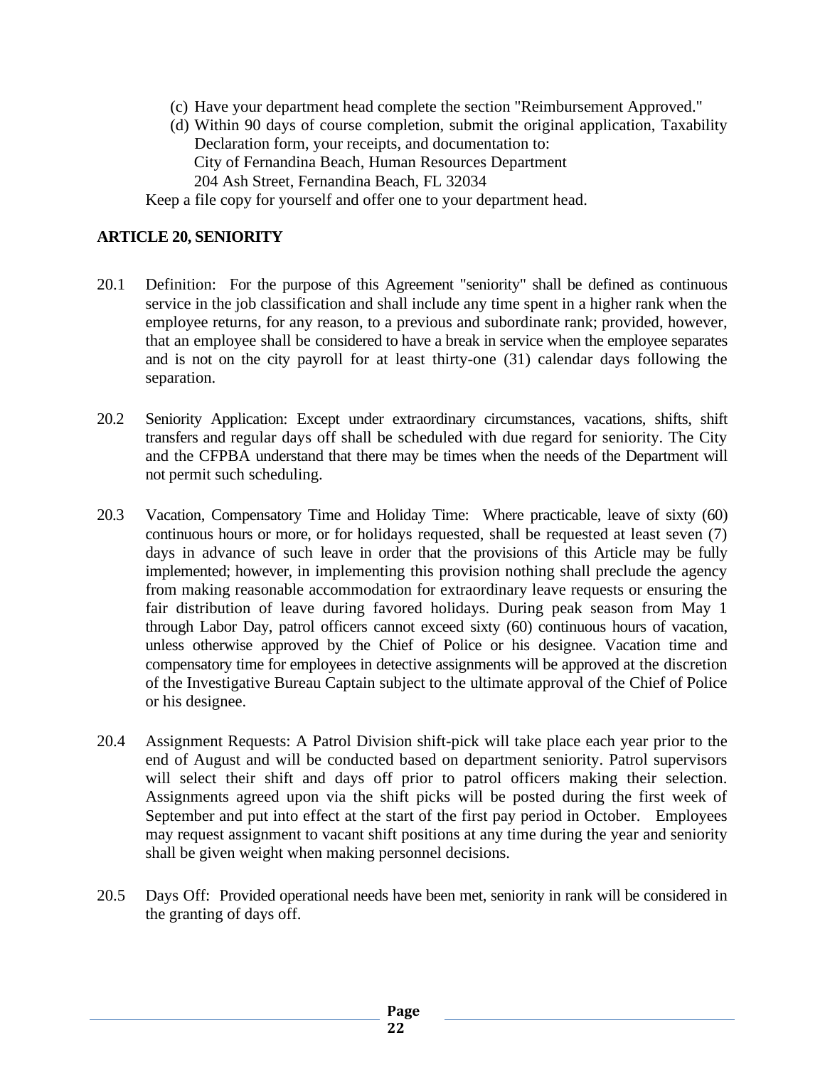(c) Have your department head complete the section "Reimbursement Approved."

(d) Within 90 days of course completion, submit the original application, Taxability Declaration form, your receipts, and documentation to:
City of Fernandina Beach, Human Resources Department
204 Ash Street, Fernandina Beach, FL 32034

Keep a file copy for yourself and offer one to your department head.

## ARTICLE 20, SENIORITY

20.1 Definition: For the purpose of this Agreement "seniority" shall be defined as continuous service in the job classification and shall include any time spent in a higher rank when the employee returns, for any reason, to a previous and subordinate rank; provided, however, that an employee shall be considered to have a break in service when the employee separates and is not on the city payroll for at least thirty-one (31) calendar days following the separation.

20.2 Seniority Application: Except under extraordinary circumstances, vacations, shifts, shift transfers and regular days off shall be scheduled with due regard for seniority. The City and the CFPBA understand that there may be times when the needs of the Department will not permit such scheduling.

20.3 Vacation, Compensatory Time and Holiday Time: Where practicable, leave of sixty (60) continuous hours or more, or for holidays requested, shall be requested at least seven (7) days in advance of such leave in order that the provisions of this Article may be fully implemented; however, in implementing this provision nothing shall preclude the agency from making reasonable accommodation for extraordinary leave requests or ensuring the fair distribution of leave during favored holidays. During peak season from May 1 through Labor Day, patrol officers cannot exceed sixty (60) continuous hours of vacation, unless otherwise approved by the Chief of Police or his designee. Vacation time and compensatory time for employees in detective assignments will be approved at the discretion of the Investigative Bureau Captain subject to the ultimate approval of the Chief of Police or his designee.

20.4 Assignment Requests: A Patrol Division shift-pick will take place each year prior to the end of August and will be conducted based on department seniority. Patrol supervisors will select their shift and days off prior to patrol officers making their selection. Assignments agreed upon via the shift picks will be posted during the first week of September and put into effect at the start of the first pay period in October. Employees may request assignment to vacant shift positions at any time during the year and seniority shall be given weight when making personnel decisions.

20.5 Days Off: Provided operational needs have been met, seniority in rank will be considered in the granting of days off.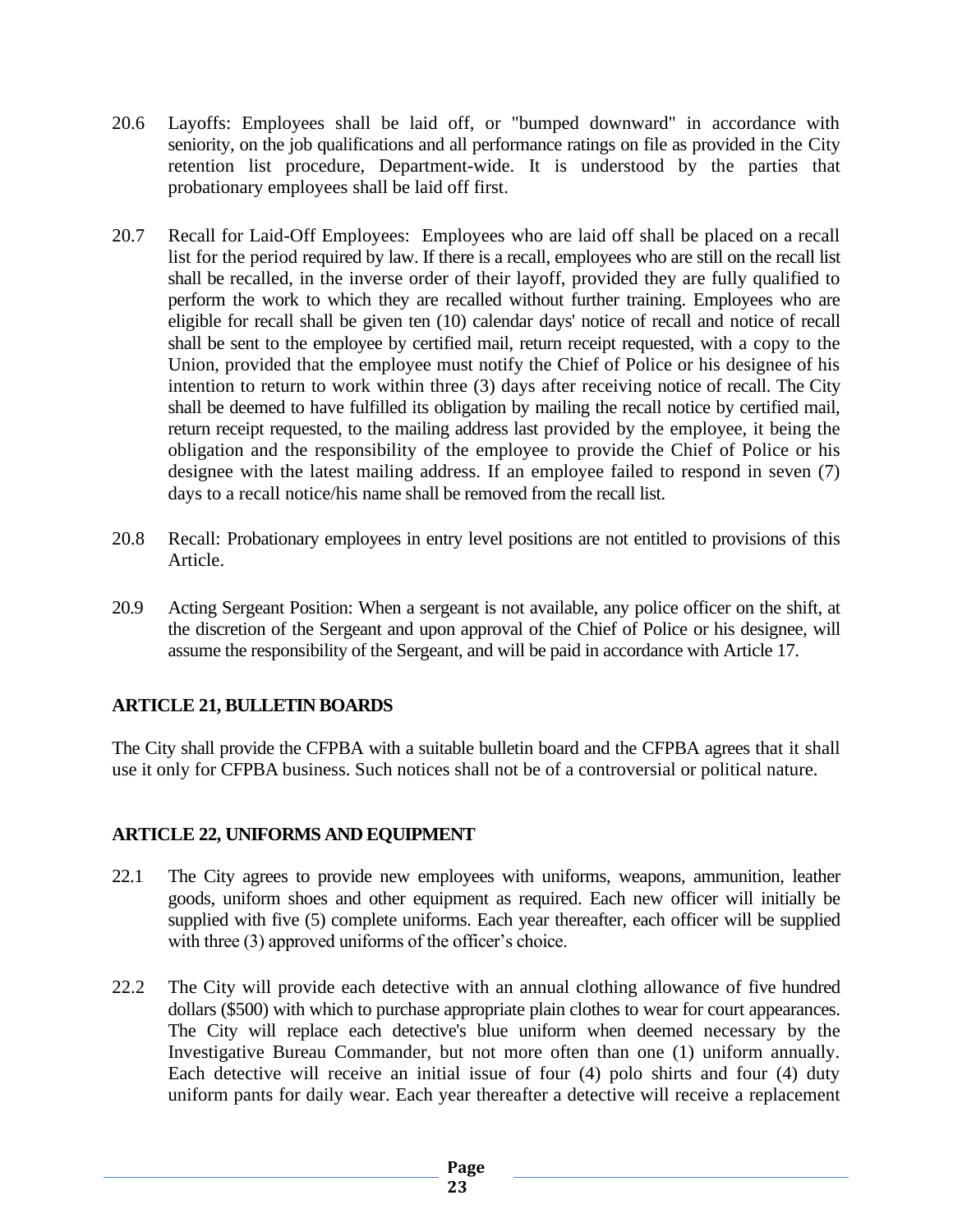20.6 Layoffs: Employees shall be laid off, or "bumped downward" in accordance with seniority, on the job qualifications and all performance ratings on file as provided in the City retention list procedure, Department-wide. It is understood by the parties that probationary employees shall be laid off first.

20.7 Recall for Laid-Off Employees: Employees who are laid off shall be placed on a recall list for the period required by law. If there is a recall, employees who are still on the recall list shall be recalled, in the inverse order of their layoff, provided they are fully qualified to perform the work to which they are recalled without further training. Employees who are eligible for recall shall be given ten (10) calendar days' notice of recall and notice of recall shall be sent to the employee by certified mail, return receipt requested, with a copy to the Union, provided that the employee must notify the Chief of Police or his designee of his intention to return to work within three (3) days after receiving notice of recall. The City shall be deemed to have fulfilled its obligation by mailing the recall notice by certified mail, return receipt requested, to the mailing address last provided by the employee, it being the obligation and the responsibility of the employee to provide the Chief of Police or his designee with the latest mailing address. If an employee failed to respond in seven (7) days to a recall notice/his name shall be removed from the recall list.

20.8 Recall: Probationary employees in entry level positions are not entitled to provisions of this Article.

20.9 Acting Sergeant Position: When a sergeant is not available, any police officer on the shift, at the discretion of the Sergeant and upon approval of the Chief of Police or his designee, will assume the responsibility of the Sergeant, and will be paid in accordance with Article 17.

## ARTICLE 21, BULLETIN BOARDS

The City shall provide the CFPBA with a suitable bulletin board and the CFPBA agrees that it shall use it only for CFPBA business. Such notices shall not be of a controversial or political nature.

## ARTICLE 22, UNIFORMS AND EQUIPMENT

22.1 The City agrees to provide new employees with uniforms, weapons, ammunition, leather goods, uniform shoes and other equipment as required. Each new officer will initially be supplied with five (5) complete uniforms. Each year thereafter, each officer will be supplied with three (3) approved uniforms of the officer's choice.

22.2 The City will provide each detective with an annual clothing allowance of five hundred dollars ($500) with which to purchase appropriate plain clothes to wear for court appearances. The City will replace each detective's blue uniform when deemed necessary by the Investigative Bureau Commander, but not more often than one (1) uniform annually. Each detective will receive an initial issue of four (4) polo shirts and four (4) duty uniform pants for daily wear. Each year thereafter a detective will receive a replacement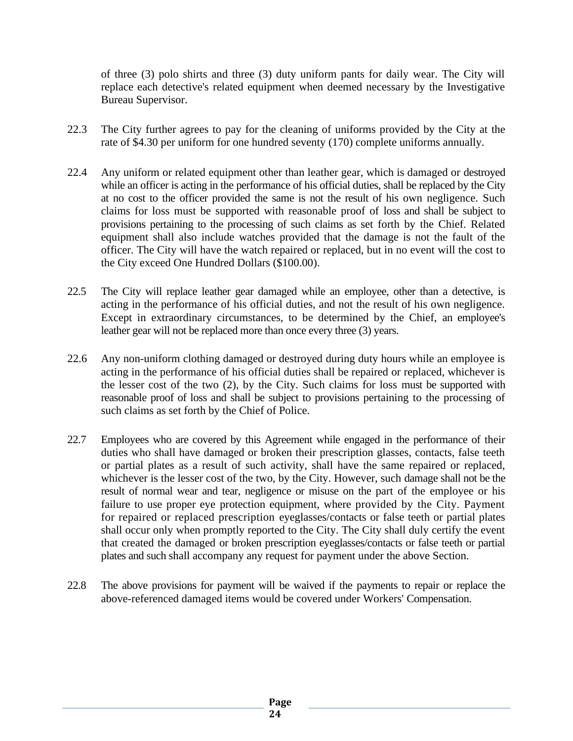of three (3) polo shirts and three (3) duty uniform pants for daily wear. The City will replace each detective's related equipment when deemed necessary by the Investigative Bureau Supervisor.

22.3 The City further agrees to pay for the cleaning of uniforms provided by the City at the rate of $4.30 per uniform for one hundred seventy (170) complete uniforms annually.

22.4 Any uniform or related equipment other than leather gear, which is damaged or destroyed while an officer is acting in the performance of his official duties, shall be replaced by the City at no cost to the officer provided the same is not the result of his own negligence. Such claims for loss must be supported with reasonable proof of loss and shall be subject to provisions pertaining to the processing of such claims as set forth by the Chief. Related equipment shall also include watches provided that the damage is not the fault of the officer. The City will have the watch repaired or replaced, but in no event will the cost to the City exceed One Hundred Dollars ($100.00).

22.5 The City will replace leather gear damaged while an employee, other than a detective, is acting in the performance of his official duties, and not the result of his own negligence. Except in extraordinary circumstances, to be determined by the Chief, an employee's leather gear will not be replaced more than once every three (3) years.

22.6 Any non-uniform clothing damaged or destroyed during duty hours while an employee is acting in the performance of his official duties shall be repaired or replaced, whichever is the lesser cost of the two (2), by the City. Such claims for loss must be supported with reasonable proof of loss and shall be subject to provisions pertaining to the processing of such claims as set forth by the Chief of Police.

22.7 Employees who are covered by this Agreement while engaged in the performance of their duties who shall have damaged or broken their prescription glasses, contacts, false teeth or partial plates as a result of such activity, shall have the same repaired or replaced, whichever is the lesser cost of the two, by the City. However, such damage shall not be the result of normal wear and tear, negligence or misuse on the part of the employee or his failure to use proper eye protection equipment, where provided by the City. Payment for repaired or replaced prescription eyeglasses/contacts or false teeth or partial plates shall occur only when promptly reported to the City. The City shall duly certify the event that created the damaged or broken prescription eyeglasses/contacts or false teeth or partial plates and such shall accompany any request for payment under the above Section.

22.8 The above provisions for payment will be waived if the payments to repair or replace the above-referenced damaged items would be covered under Workers' Compensation.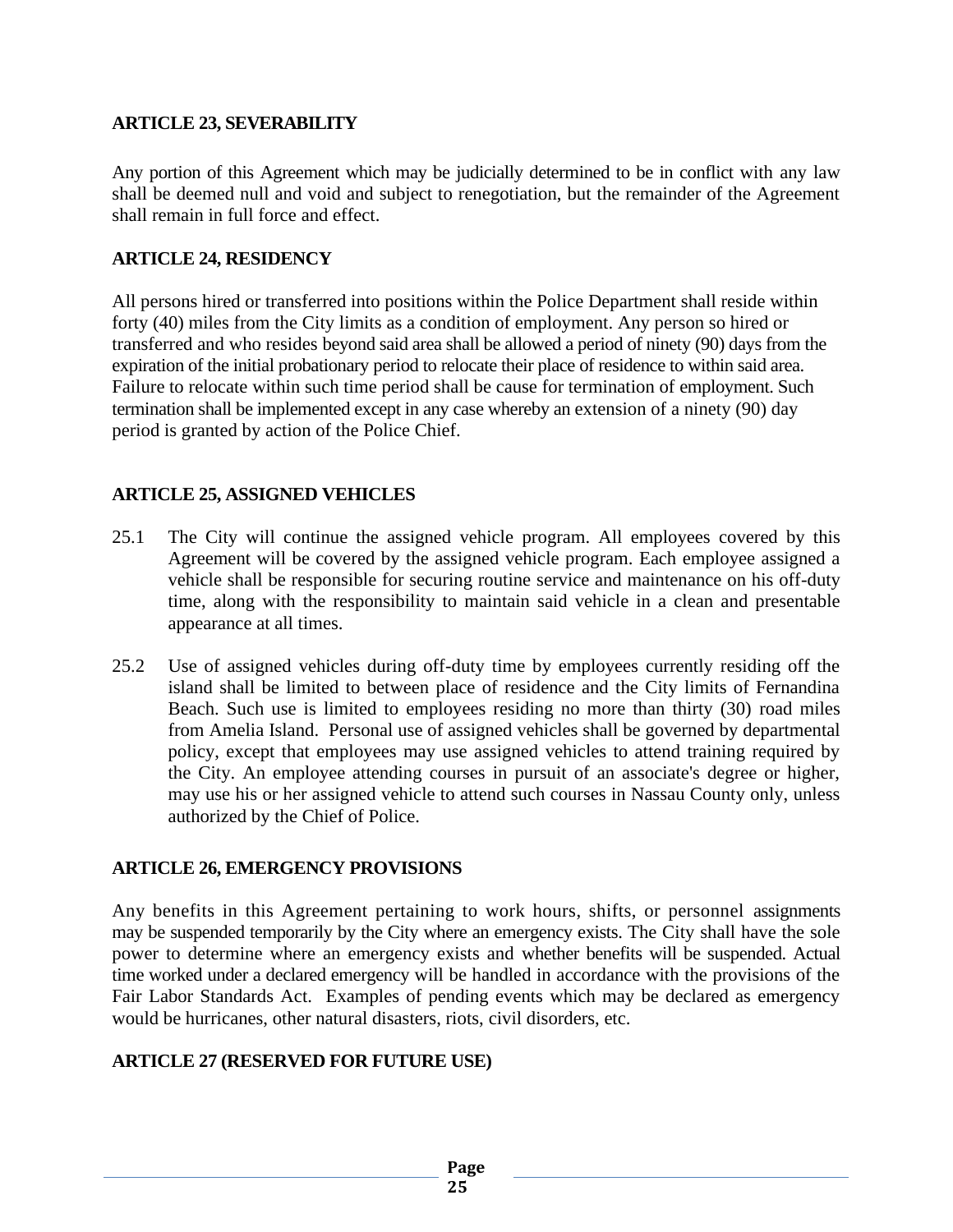## ARTICLE 23, SEVERABILITY

Any portion of this Agreement which may be judicially determined to be in conflict with any law shall be deemed null and void and subject to renegotiation, but the remainder of the Agreement shall remain in full force and effect.

## ARTICLE 24, RESIDENCY

All persons hired or transferred into positions within the Police Department shall reside within forty (40) miles from the City limits as a condition of employment. Any person so hired or transferred and who resides beyond said area shall be allowed a period of ninety (90) days from the expiration of the initial probationary period to relocate their place of residence to within said area. Failure to relocate within such time period shall be cause for termination of employment. Such termination shall be implemented except in any case whereby an extension of a ninety (90) day period is granted by action of the Police Chief.

## ARTICLE 25, ASSIGNED VEHICLES

25.1 The City will continue the assigned vehicle program. All employees covered by this Agreement will be covered by the assigned vehicle program. Each employee assigned a vehicle shall be responsible for securing routine service and maintenance on his off-duty time, along with the responsibility to maintain said vehicle in a clean and presentable appearance at all times.

25.2 Use of assigned vehicles during off-duty time by employees currently residing off the island shall be limited to between place of residence and the City limits of Fernandina Beach. Such use is limited to employees residing no more than thirty (30) road miles from Amelia Island. Personal use of assigned vehicles shall be governed by departmental policy, except that employees may use assigned vehicles to attend training required by the City. An employee attending courses in pursuit of an associate's degree or higher, may use his or her assigned vehicle to attend such courses in Nassau County only, unless authorized by the Chief of Police.

## ARTICLE 26, EMERGENCY PROVISIONS

Any benefits in this Agreement pertaining to work hours, shifts, or personnel assignments may be suspended temporarily by the City where an emergency exists. The City shall have the sole power to determine where an emergency exists and whether benefits will be suspended. Actual time worked under a declared emergency will be handled in accordance with the provisions of the Fair Labor Standards Act. Examples of pending events which may be declared as emergency would be hurricanes, other natural disasters, riots, civil disorders, etc.

## ARTICLE 27 (RESERVED FOR FUTURE USE)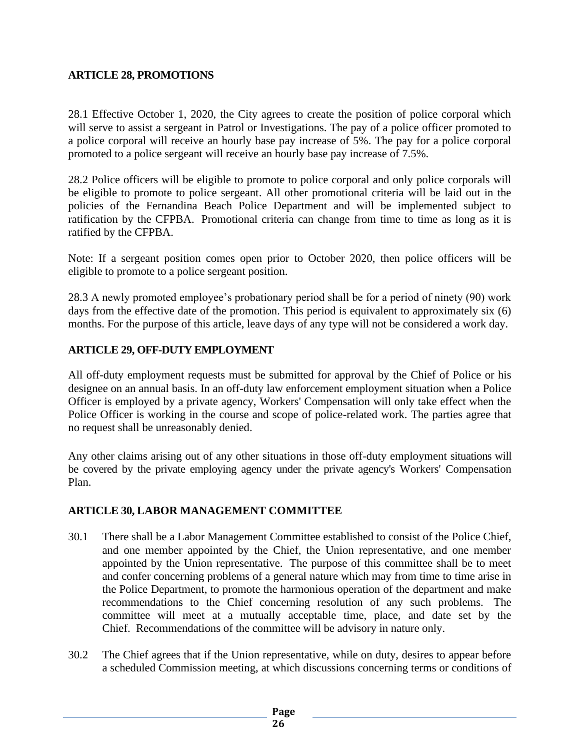## ARTICLE 28, PROMOTIONS

28.1 Effective October 1, 2020, the City agrees to create the position of police corporal which will serve to assist a sergeant in Patrol or Investigations. The pay of a police officer promoted to a police corporal will receive an hourly base pay increase of 5%. The pay for a police corporal promoted to a police sergeant will receive an hourly base pay increase of 7.5%.

28.2 Police officers will be eligible to promote to police corporal and only police corporals will be eligible to promote to police sergeant. All other promotional criteria will be laid out in the policies of the Fernandina Beach Police Department and will be implemented subject to ratification by the CFPBA. Promotional criteria can change from time to time as long as it is ratified by the CFPBA.

Note: If a sergeant position comes open prior to October 2020, then police officers will be eligible to promote to a police sergeant position.

28.3 A newly promoted employee's probationary period shall be for a period of ninety (90) work days from the effective date of the promotion. This period is equivalent to approximately six (6) months. For the purpose of this article, leave days of any type will not be considered a work day.

## ARTICLE 29, OFF-DUTY EMPLOYMENT

All off-duty employment requests must be submitted for approval by the Chief of Police or his designee on an annual basis. In an off-duty law enforcement employment situation when a Police Officer is employed by a private agency, Workers' Compensation will only take effect when the Police Officer is working in the course and scope of police-related work. The parties agree that no request shall be unreasonably denied.

Any other claims arising out of any other situations in those off-duty employment situations will be covered by the private employing agency under the private agency's Workers' Compensation Plan.

## ARTICLE 30, LABOR MANAGEMENT COMMITTEE

30.1 There shall be a Labor Management Committee established to consist of the Police Chief, and one member appointed by the Chief, the Union representative, and one member appointed by the Union representative. The purpose of this committee shall be to meet and confer concerning problems of a general nature which may from time to time arise in the Police Department, to promote the harmonious operation of the department and make recommendations to the Chief concerning resolution of any such problems. The committee will meet at a mutually acceptable time, place, and date set by the Chief. Recommendations of the committee will be advisory in nature only.

30.2 The Chief agrees that if the Union representative, while on duty, desires to appear before a scheduled Commission meeting, at which discussions concerning terms or conditions of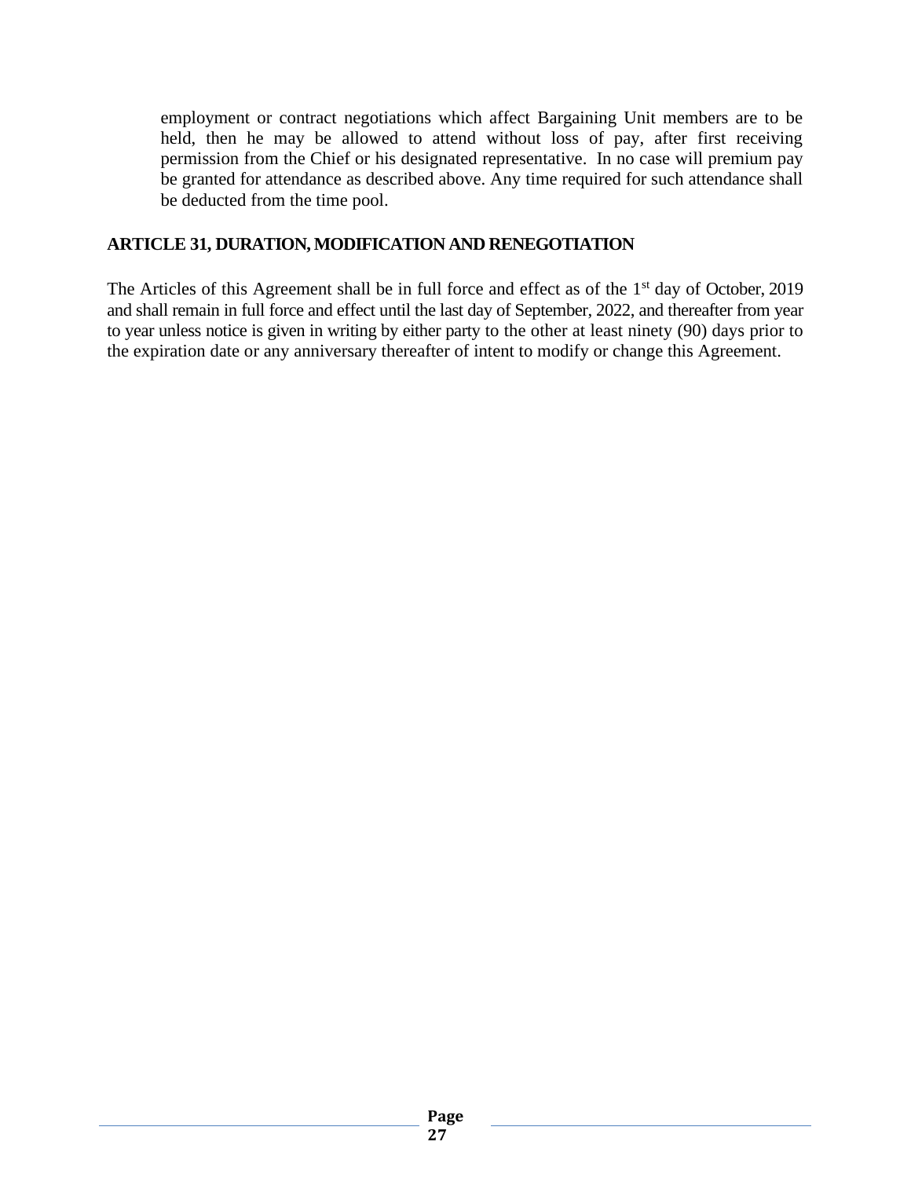employment or contract negotiations which affect Bargaining Unit members are to be held, then he may be allowed to attend without loss of pay, after first receiving permission from the Chief or his designated representative. In no case will premium pay be granted for attendance as described above. Any time required for such attendance shall be deducted from the time pool.

## ARTICLE 31, DURATION, MODIFICATION AND RENEGOTIATION

The Articles of this Agreement shall be in full force and effect as of the 1st day of October, 2019 and shall remain in full force and effect until the last day of September, 2022, and thereafter from year to year unless notice is given in writing by either party to the other at least ninety (90) days prior to the expiration date or any anniversary thereafter of intent to modify or change this Agreement.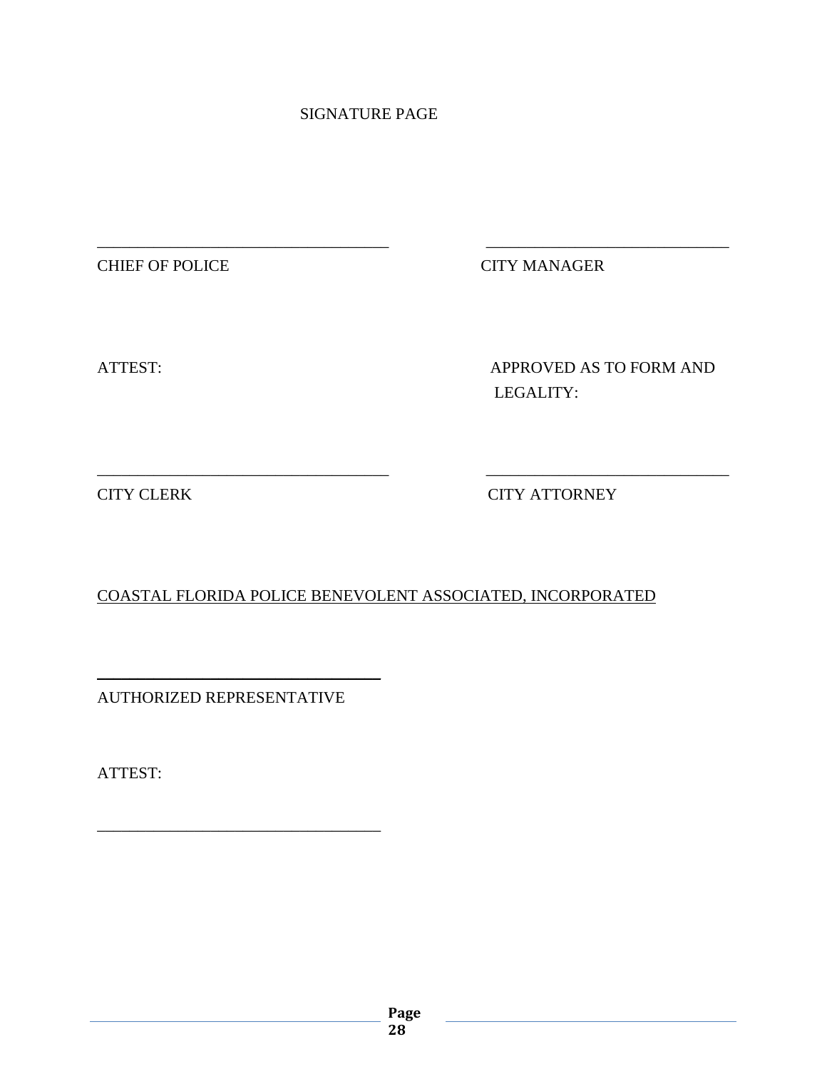SIGNATURE PAGE

\_\_\_\_\_\_\_\_\_\_\_\_\_\_\_\_\_\_\_\_\_\_\_\_\_\_\_\_\_\_\_\_\_\_\_\_ \_\_\_\_\_\_\_\_\_\_\_\_\_\_\_\_\_\_\_\_\_\_\_\_\_\_\_\_\_\_

CHIEF OF POLICE CITY MANAGER

ATTEST: APPROVED AS TO FORM AND LEGALITY:

\_\_\_\_\_\_\_\_\_\_\_\_\_\_\_\_\_\_\_\_\_\_\_\_\_\_\_\_\_\_\_\_\_\_\_\_ \_\_\_\_\_\_\_\_\_\_\_\_\_\_\_\_\_\_\_\_\_\_\_\_\_\_\_\_\_\_

CITY CLERK CITY ATTORNEY

<u>COASTAL FLORIDA POLICE BENEVOLENT ASSOCIATED, INCORPORATED</u>

\_\_\_\_\_\_\_\_\_\_\_\_\_\_\_\_\_\_\_\_\_\_\_\_\_\_\_\_\_\_\_\_\_\_\_\_

AUTHORIZED REPRESENTATIVE

ATTEST:

\_\_\_\_\_\_\_\_\_\_\_\_\_\_\_\_\_\_\_\_\_\_\_\_\_\_\_\_\_\_\_\_\_\_\_\_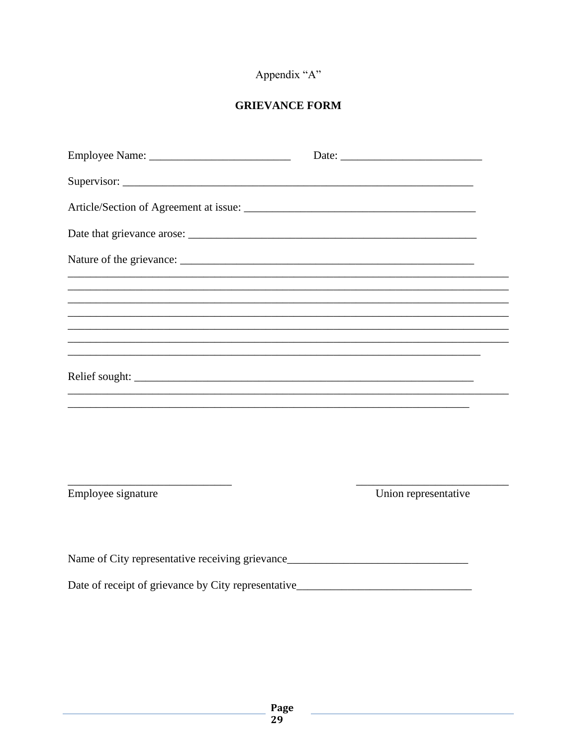Appendix "A"

# GRIEVANCE FORM

Employee Name: _________________________ Date: _________________________

Supervisor: _______________________________________________________________

Article/Section of Agreement at issue: _________________________________________

Date that grievance arose: ___________________________________________________

Nature of the grievance: ____________________________________________________

______________________________________________________________________________

______________________________________________________________________________

______________________________________________________________________________

______________________________________________________________________________

______________________________________________________________________________

______________________________________________________________________________

_________________________________________________________________________

Relief sought: _______________________________________________________________

______________________________________________________________________________

_______________________________________________________________________

_____________________________ _________________________

Employee signature Union representative

Name of City representative receiving grievance________________________________

Date of receipt of grievance by City representative_______________________________